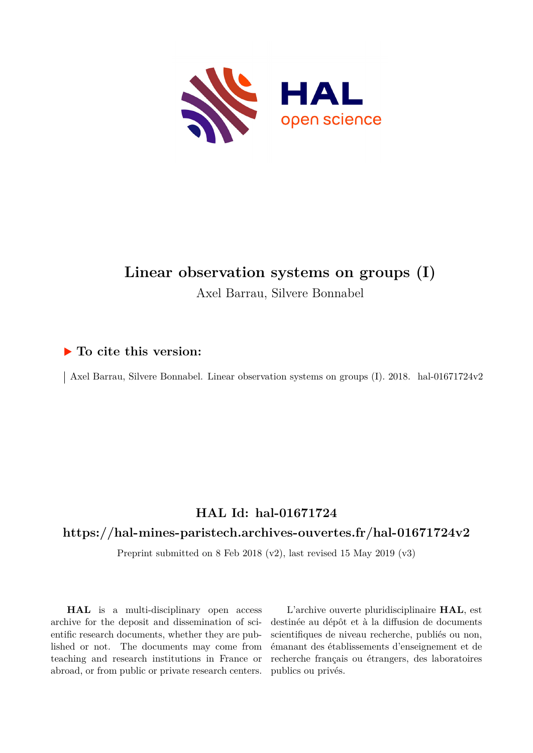# Linear observation systems on groups (I)

Axel Barrau, Silvere Bonnabel

## ▶ To cite this version:

Axel Barrau, Silvere Bonnabel. Linear observation systems on groups (I). 2018. hal-01671724v2

## HAL Id: hal-01671724

## https://hal-mines-paristech.archives-ouvertes.fr/hal-01671724v2

Preprint submitted on 8 Feb 2018 (v2), last revised 15 May 2019 (v3)

**HAL** is a multi-disciplinary open access archive for the deposit and dissemination of scientific research documents, whether they are published or not. The documents may come from teaching and research institutions in France or abroad, or from public or private research centers.

L'archive ouverte pluridisciplinaire **HAL**, est destinée au dépôt et à la diffusion de documents scientifiques de niveau recherche, publiés ou non, émanant des établissements d'enseignement et de recherche français ou étrangers, des laboratoires publics ou privés.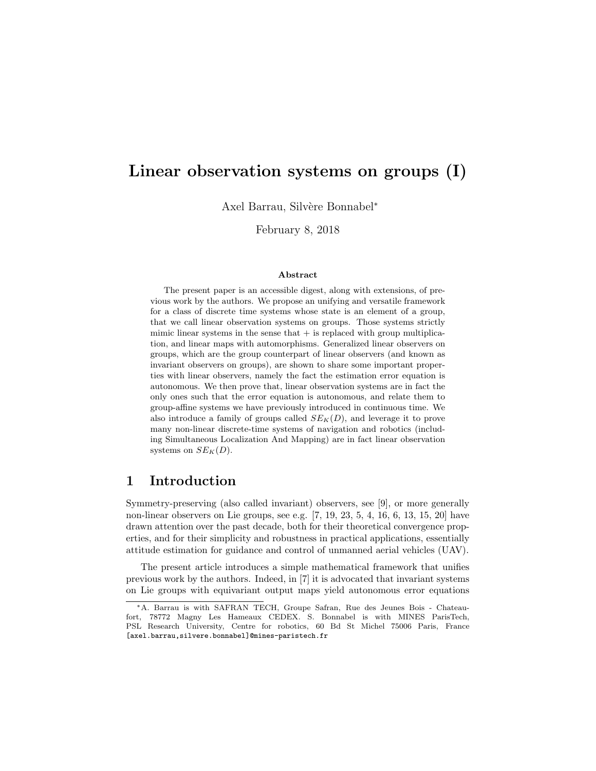# Linear observation systems on groups (I)

Axel Barrau, Silvère Bonnabel*

February 8, 2018

**Abstract**

The present paper is an accessible digest, along with extensions, of previous work by the authors. We propose an unifying and versatile framework for a class of discrete time systems whose state is an element of a group, that we call linear observation systems on groups. Those systems strictly mimic linear systems in the sense that + is replaced with group multiplication, and linear maps with automorphisms. Generalized linear observers on groups, which are the group counterpart of linear observers (and known as invariant observers on groups), are shown to share some important properties with linear observers, namely the fact the estimation error equation is autonomous. We then prove that, linear observation systems are in fact the only ones such that the error equation is autonomous, and relate them to group-affine systems we have previously introduced in continuous time. We also introduce a family of groups called $SE_K(D)$, and leverage it to prove many non-linear discrete-time systems of navigation and robotics (including Simultaneous Localization And Mapping) are in fact linear observation systems on $SE_K(D)$.

## 1 Introduction

Symmetry-preserving (also called invariant) observers, see [9], or more generally non-linear observers on Lie groups, see e.g. [7, 19, 23, 5, 4, 16, 6, 13, 15, 20] have drawn attention over the past decade, both for their theoretical convergence properties, and for their simplicity and robustness in practical applications, essentially attitude estimation for guidance and control of unmanned aerial vehicles (UAV).

The present article introduces a simple mathematical framework that unifies previous work by the authors. Indeed, in [7] it is advocated that invariant systems on Lie groups with equivariant output maps yield autonomous error equations

*A. Barrau is with SAFRAN TECH, Groupe Safran, Rue des Jeunes Bois - Chateaufort, 78772 Magny Les Hameaux CEDEX. S. Bonnabel is with MINES ParisTech, PSL Research University, Centre for robotics, 60 Bd St Michel 75006 Paris, France [axel.barrau,silvere.bonnabel]@mines-paristech.fr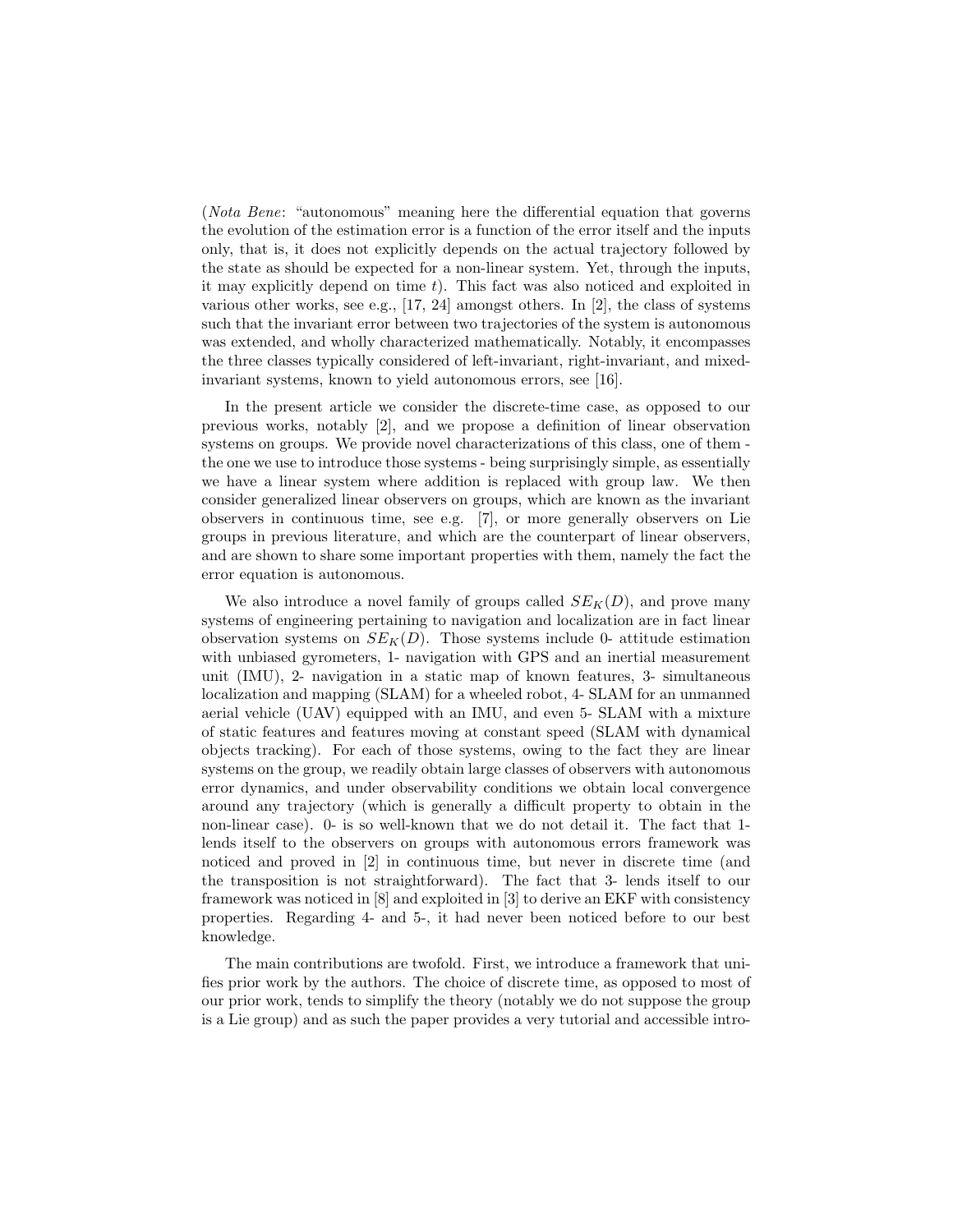(*Nota Bene*: "autonomous" meaning here the differential equation that governs the evolution of the estimation error is a function of the error itself and the inputs only, that is, it does not explicitly depends on the actual trajectory followed by the state as should be expected for a non-linear system. Yet, through the inputs, it may explicitly depend on time $t$). This fact was also noticed and exploited in various other works, see e.g., [17, 24] amongst others. In [2], the class of systems such that the invariant error between two trajectories of the system is autonomous was extended, and wholly characterized mathematically. Notably, it encompasses the three classes typically considered of left-invariant, right-invariant, and mixed-invariant systems, known to yield autonomous errors, see [16].

In the present article we consider the discrete-time case, as opposed to our previous works, notably [2], and we propose a definition of linear observation systems on groups. We provide novel characterizations of this class, one of them - the one we use to introduce those systems - being surprisingly simple, as essentially we have a linear system where addition is replaced with group law. We then consider generalized linear observers on groups, which are known as the invariant observers in continuous time, see e.g. [7], or more generally observers on Lie groups in previous literature, and which are the counterpart of linear observers, and are shown to share some important properties with them, namely the fact the error equation is autonomous.

We also introduce a novel family of groups called $SE_K(D)$, and prove many systems of engineering pertaining to navigation and localization are in fact linear observation systems on $SE_K(D)$. Those systems include 0- attitude estimation with unbiased gyrometers, 1- navigation with GPS and an inertial measurement unit (IMU), 2- navigation in a static map of known features, 3- simultaneous localization and mapping (SLAM) for a wheeled robot, 4- SLAM for an unmanned aerial vehicle (UAV) equipped with an IMU, and even 5- SLAM with a mixture of static features and features moving at constant speed (SLAM with dynamical objects tracking). For each of those systems, owing to the fact they are linear systems on the group, we readily obtain large classes of observers with autonomous error dynamics, and under observability conditions we obtain local convergence around any trajectory (which is generally a difficult property to obtain in the non-linear case). 0- is so well-known that we do not detail it. The fact that 1- lends itself to the observers on groups with autonomous errors framework was noticed and proved in [2] in continuous time, but never in discrete time (and the transposition is not straightforward). The fact that 3- lends itself to our framework was noticed in [8] and exploited in [3] to derive an EKF with consistency properties. Regarding 4- and 5-, it had never been noticed before to our best knowledge.

The main contributions are twofold. First, we introduce a framework that unifies prior work by the authors. The choice of discrete time, as opposed to most of our prior work, tends to simplify the theory (notably we do not suppose the group is a Lie group) and as such the paper provides a very tutorial and accessible intro-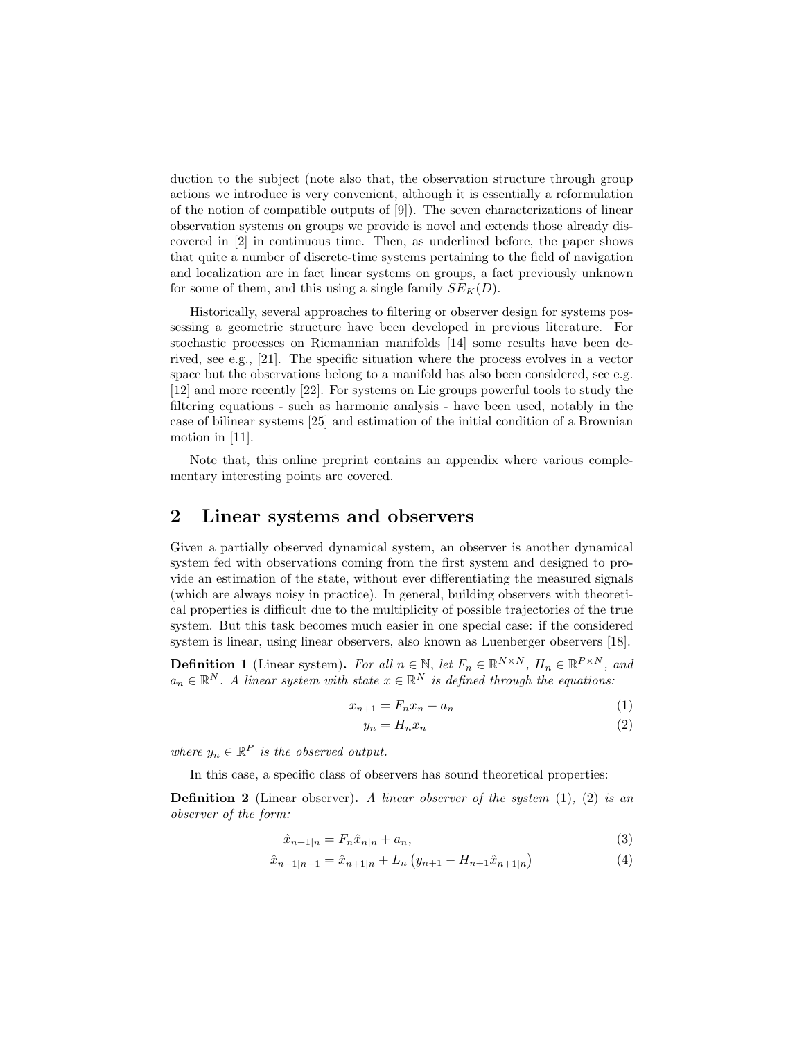duction to the subject (note also that, the observation structure through group actions we introduce is very convenient, although it is essentially a reformulation of the notion of compatible outputs of [9]). The seven characterizations of linear observation systems on groups we provide is novel and extends those already discovered in [2] in continuous time. Then, as underlined before, the paper shows that quite a number of discrete-time systems pertaining to the field of navigation and localization are in fact linear systems on groups, a fact previously unknown for some of them, and this using a single family $SE_K(D)$.

Historically, several approaches to filtering or observer design for systems possessing a geometric structure have been developed in previous literature. For stochastic processes on Riemannian manifolds [14] some results have been derived, see e.g., [21]. The specific situation where the process evolves in a vector space but the observations belong to a manifold has also been considered, see e.g. [12] and more recently [22]. For systems on Lie groups powerful tools to study the filtering equations - such as harmonic analysis - have been used, notably in the case of bilinear systems [25] and estimation of the initial condition of a Brownian motion in [11].

Note that, this online preprint contains an appendix where various complementary interesting points are covered.

## 2 Linear systems and observers

Given a partially observed dynamical system, an observer is another dynamical system fed with observations coming from the first system and designed to provide an estimation of the state, without ever differentiating the measured signals (which are always noisy in practice). In general, building observers with theoretical properties is difficult due to the multiplicity of possible trajectories of the true system. But this task becomes much easier in one special case: if the considered system is linear, using linear observers, also known as Luenberger observers [18].

**Definition 1** (Linear system)**.** *For all $n \in \mathbb{N}$, let $F_n \in \mathbb{R}^{N \times N}$, $H_n \in \mathbb{R}^{P \times N}$, and $a_n \in \mathbb{R}^N$. A linear system with state $x \in \mathbb{R}^N$ is defined through the equations:*

$$x_{n+1} = F_n x_n + a_n \tag{1}$$

$$y_n = H_n x_n \tag{2}$$

*where $y_n \in \mathbb{R}^P$ is the observed output.*

In this case, a specific class of observers has sound theoretical properties:

**Definition 2** (Linear observer)**.** *A linear observer of the system* (1), (2) *is an observer of the form:*

$$\hat{x}_{n+1|n} = F_n \hat{x}_{n|n} + a_n, \tag{3}$$

$$\hat{x}_{n+1|n+1} = \hat{x}_{n+1|n} + L_n \left( y_{n+1} - H_{n+1} \hat{x}_{n+1|n} \right) \tag{4}$$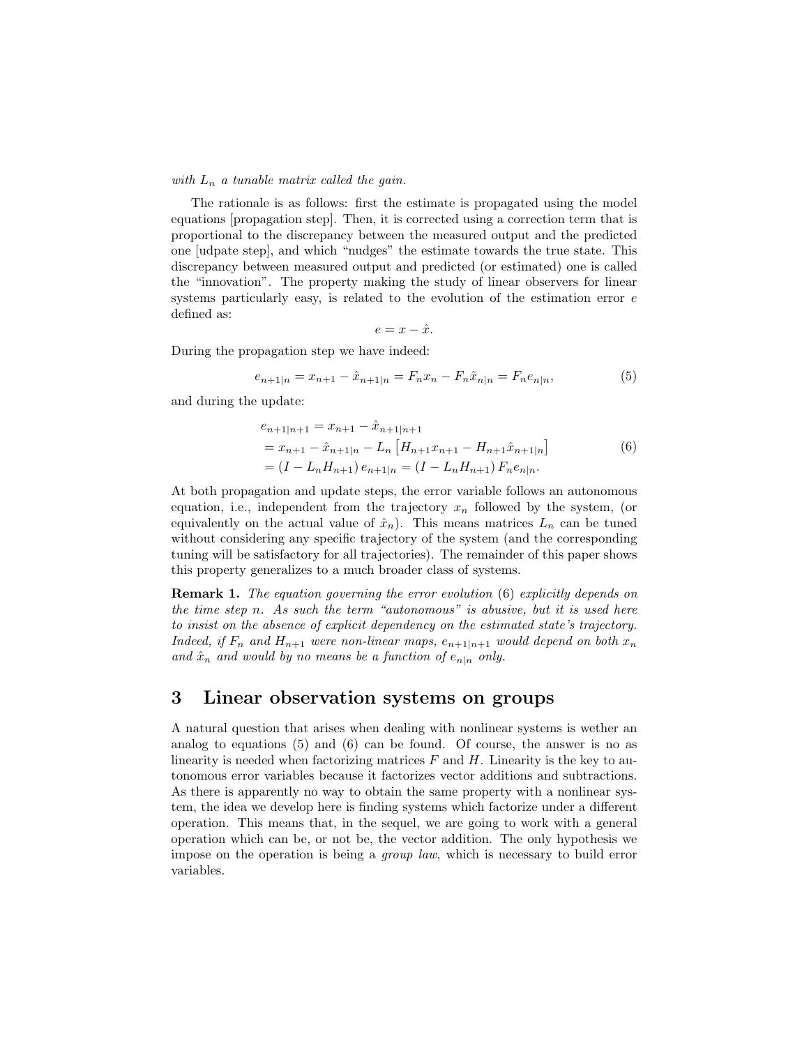*with $L_n$ a tunable matrix called the gain.*

The rationale is as follows: first the estimate is propagated using the model equations [propagation step]. Then, it is corrected using a correction term that is proportional to the discrepancy between the measured output and the predicted one [udpate step], and which "nudges" the estimate towards the true state. This discrepancy between measured output and predicted (or estimated) one is called the "innovation". The property making the study of linear observers for linear systems particularly easy, is related to the evolution of the estimation error $e$ defined as:

$$e = x - \hat{x}.$$

During the propagation step we have indeed:

$$e_{n+1|n} = x_{n+1} - \hat{x}_{n+1|n} = F_n x_n - F_n \hat{x}_{n|n} = F_n e_{n|n}, \tag{5}$$

and during the update:

$$\begin{aligned} e_{n+1|n+1} &= x_{n+1} - \hat{x}_{n+1|n+1} \\ &= x_{n+1} - \hat{x}_{n+1|n} - L_n \left[ H_{n+1} x_{n+1} - H_{n+1} \hat{x}_{n+1|n} \right] \\ &= \left( I - L_n H_{n+1} \right) e_{n+1|n} = \left( I - L_n H_{n+1} \right) F_n e_{n|n}. \end{aligned} \tag{6}$$

At both propagation and update steps, the error variable follows an autonomous equation, i.e., independent from the trajectory $x_n$ followed by the system, (or equivalently on the actual value of $\hat{x}_n$). This means matrices $L_n$ can be tuned without considering any specific trajectory of the system (and the corresponding tuning will be satisfactory for all trajectories). The remainder of this paper shows this property generalizes to a much broader class of systems.

**Remark 1.** *The equation governing the error evolution* (6) *explicitly depends on the time step $n$. As such the term "autonomous" is abusive, but it is used here to insist on the absence of explicit dependency on the estimated state's trajectory. Indeed, if $F_n$ and $H_{n+1}$ were non-linear maps, $e_{n+1|n+1}$ would depend on both $x_n$ and $\hat{x}_n$ and would by no means be a function of $e_{n|n}$ only.*

## 3 Linear observation systems on groups

A natural question that arises when dealing with nonlinear systems is wether an analog to equations (5) and (6) can be found. Of course, the answer is no as linearity is needed when factorizing matrices $F$ and $H$. Linearity is the key to autonomous error variables because it factorizes vector additions and subtractions. As there is apparently no way to obtain the same property with a nonlinear system, the idea we develop here is finding systems which factorize under a different operation. This means that, in the sequel, we are going to work with a general operation which can be, or not be, the vector addition. The only hypothesis we impose on the operation is being a *group law*, which is necessary to build error variables.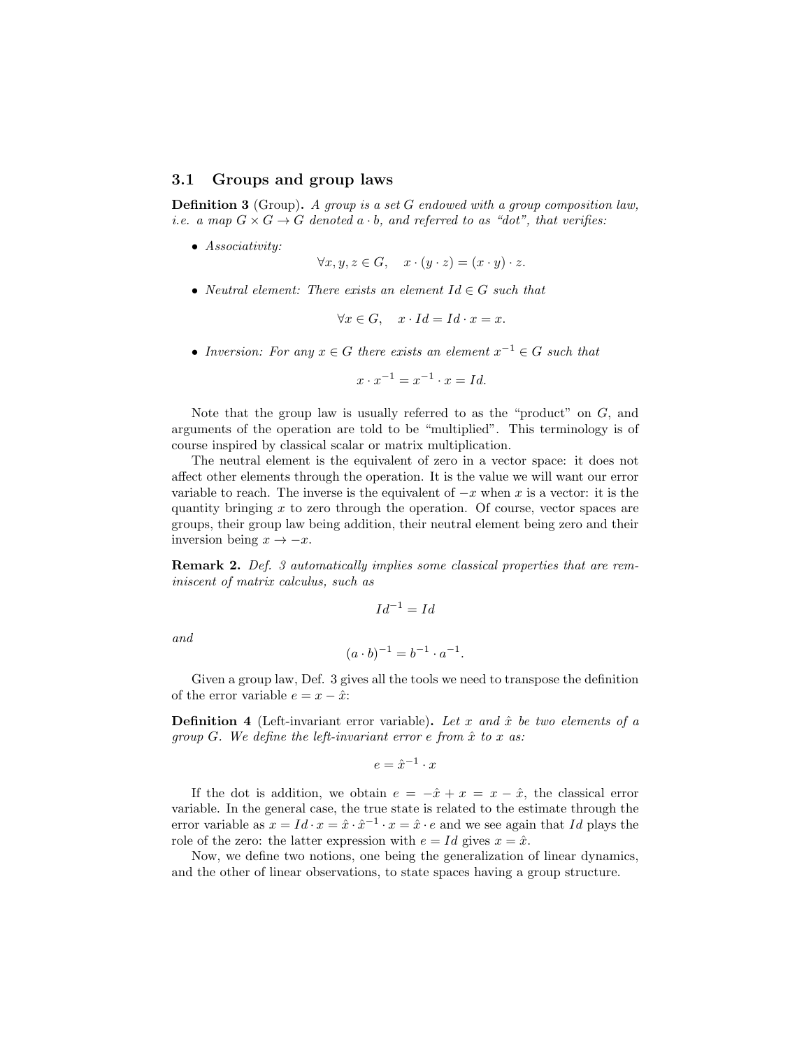### 3.1 Groups and group laws

**Definition 3** (Group)**.** *A group is a set $G$ endowed with a group composition law, i.e. a map $G \times G \to G$ denoted $a \cdot b$, and referred to as "dot", that verifies:*

- *Associativity:*

$$\forall x, y, z \in G, \quad x \cdot (y \cdot z) = (x \cdot y) \cdot z.$$

- *Neutral element: There exists an element $Id \in G$ such that*

$$\forall x \in G, \quad x \cdot Id = Id \cdot x = x.$$

- *Inversion: For any $x \in G$ there exists an element $x^{-1} \in G$ such that*

$$x \cdot x^{-1} = x^{-1} \cdot x = Id.$$

Note that the group law is usually referred to as the "product" on $G$, and arguments of the operation are told to be "multiplied". This terminology is of course inspired by classical scalar or matrix multiplication.

The neutral element is the equivalent of zero in a vector space: it does not affect other elements through the operation. It is the value we will want our error variable to reach. The inverse is the equivalent of $-x$ when $x$ is a vector: it is the quantity bringing $x$ to zero through the operation. Of course, vector spaces are groups, their group law being addition, their neutral element being zero and their inversion being $x \to -x$.

**Remark 2.** *Def. 3 automatically implies some classical properties that are reminiscent of matrix calculus, such as*

$$Id^{-1} = Id$$

*and*

$$(a \cdot b)^{-1} = b^{-1} \cdot a^{-1}.$$

Given a group law, Def. 3 gives all the tools we need to transpose the definition of the error variable $e = x - \hat{x}$:

**Definition 4** (Left-invariant error variable)**.** *Let $x$ and $\hat{x}$ be two elements of a group $G$. We define the left-invariant error $e$ from $\hat{x}$ to $x$ as:*

$$e = \hat{x}^{-1} \cdot x$$

If the dot is addition, we obtain $e = -\hat{x} + x = x - \hat{x}$, the classical error variable. In the general case, the true state is related to the estimate through the error variable as $x = Id \cdot x = \hat{x} \cdot \hat{x}^{-1} \cdot x = \hat{x} \cdot e$ and we see again that $Id$ plays the role of the zero: the latter expression with $e = Id$ gives $x = \hat{x}$.

Now, we define two notions, one being the generalization of linear dynamics, and the other of linear observations, to state spaces having a group structure.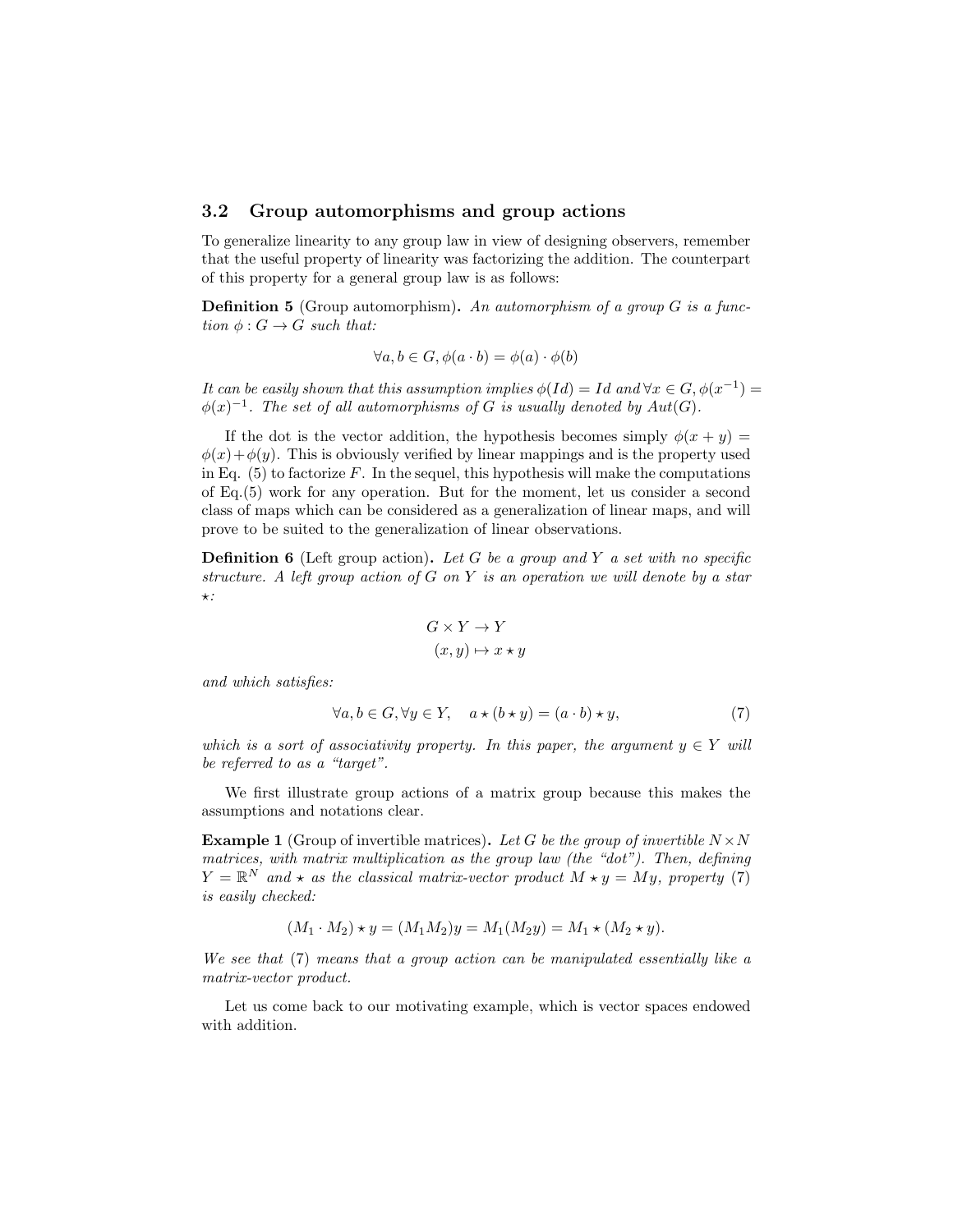### 3.2 Group automorphisms and group actions

To generalize linearity to any group law in view of designing observers, remember that the useful property of linearity was factorizing the addition. The counterpart of this property for a general group law is as follows:

**Definition 5** (Group automorphism)**.** *An automorphism of a group $G$ is a function $\phi : G \to G$ such that:*

$$\forall a, b \in G, \phi(a \cdot b) = \phi(a) \cdot \phi(b)$$

*It can be easily shown that this assumption implies $\phi(Id) = Id$ and $\forall x \in G, \phi(x^{-1}) = \phi(x)^{-1}$. The set of all automorphisms of $G$ is usually denoted by $Aut(G)$.*

If the dot is the vector addition, the hypothesis becomes simply $\phi(x + y) = \phi(x) + \phi(y)$. This is obviously verified by linear mappings and is the property used in Eq. (5) to factorize $F$. In the sequel, this hypothesis will make the computations of Eq.(5) work for any operation. But for the moment, let us consider a second class of maps which can be considered as a generalization of linear maps, and will prove to be suited to the generalization of linear observations.

**Definition 6** (Left group action)**.** *Let $G$ be a group and $Y$ a set with no specific structure. A left group action of $G$ on $Y$ is an operation we will denote by a star $\star$:*

$$\begin{aligned} G \times Y &\to Y \\ (x, y) &\mapsto x \star y \end{aligned}$$

*and which satisfies:*

$$\forall a, b \in G, \forall y \in Y, \quad a \star (b \star y) = (a \cdot b) \star y, \tag{7}$$

*which is a sort of associativity property. In this paper, the argument $y \in Y$ will be referred to as a "target".*

We first illustrate group actions of a matrix group because this makes the assumptions and notations clear.

**Example 1** (Group of invertible matrices)**.** *Let $G$ be the group of invertible $N \times N$ matrices, with matrix multiplication as the group law (the "dot"). Then, defining $Y = \mathbb{R}^N$ and $\star$ as the classical matrix-vector product $M \star y = My$, property (7) is easily checked:*

$$(M_1 \cdot M_2) \star y = (M_1 M_2) y = M_1 (M_2 y) = M_1 \star (M_2 \star y).$$

*We see that (7) means that a group action can be manipulated essentially like a matrix-vector product.*

Let us come back to our motivating example, which is vector spaces endowed with addition.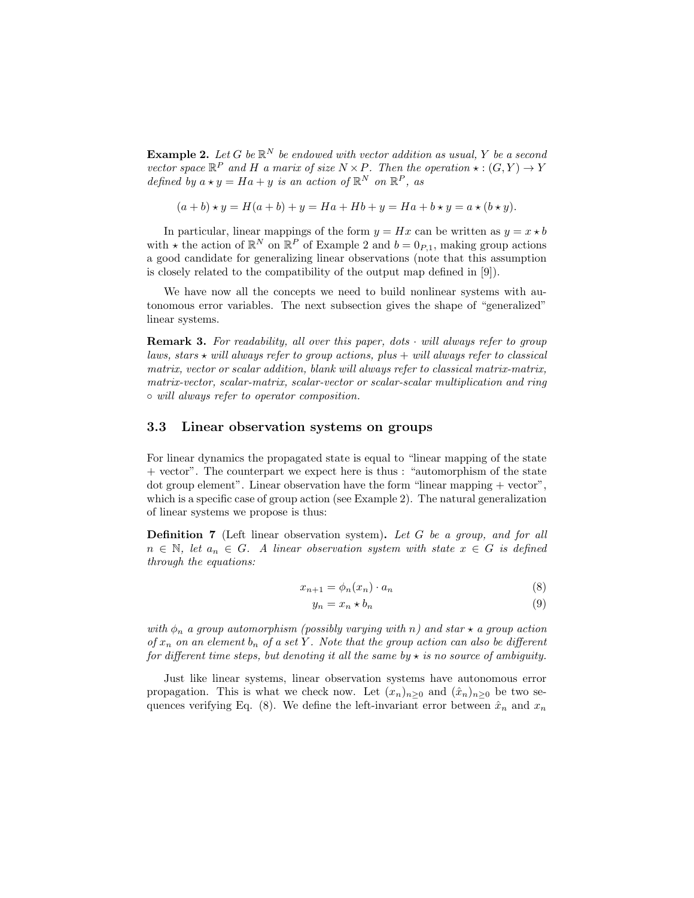**Example 2.** *Let $G$ be $\mathbb{R}^N$ be endowed with vector addition as usual, $Y$ be a second vector space $\mathbb{R}^P$ and $H$ a marix of size $N \times P$. Then the operation $\star : (G, Y) \to Y$ defined by $a \star y = Ha + y$ is an action of $\mathbb{R}^N$ on $\mathbb{R}^P$, as*

$$(a + b) \star y = H(a + b) + y = Ha + Hb + y = Ha + b \star y = a \star (b \star y).$$

In particular, linear mappings of the form $y = Hx$ can be written as $y = x \star b$ with $\star$ the action of $\mathbb{R}^N$ on $\mathbb{R}^P$ of Example 2 and $b = 0_{P,1}$, making group actions a good candidate for generalizing linear observations (note that this assumption is closely related to the compatibility of the output map defined in [9]).

We have now all the concepts we need to build nonlinear systems with autonomous error variables. The next subsection gives the shape of "generalized" linear systems.

**Remark 3.** *For readability, all over this paper, dots $\cdot$ will always refer to group laws, stars $\star$ will always refer to group actions, plus $+$ will always refer to classical matrix, vector or scalar addition, blank will always refer to classical matrix-matrix, matrix-vector, scalar-matrix, scalar-vector or scalar-scalar multiplication and ring $\circ$ will always refer to operator composition.*

### 3.3 Linear observation systems on groups

For linear dynamics the propagated state is equal to "linear mapping of the state + vector". The counterpart we expect here is thus : "automorphism of the state dot group element". Linear observation have the form "linear mapping + vector", which is a specific case of group action (see Example 2). The natural generalization of linear systems we propose is thus:

**Definition 7** (Left linear observation system)**.** *Let $G$ be a group, and for all $n \in \mathbb{N}$, let $a_n \in G$. A linear observation system with state $x \in G$ is defined through the equations:*

$$x_{n+1} = \phi_n(x_n) \cdot a_n \tag{8}$$

$$y_n = x_n \star b_n \tag{9}$$

*with $\phi_n$ a group automorphism (possibly varying with $n$) and star $\star$ a group action of $x_n$ on an element $b_n$ of a set $Y$. Note that the group action can also be different for different time steps, but denoting it all the same by $\star$ is no source of ambiguity.*

Just like linear systems, linear observation systems have autonomous error propagation. This is what we check now. Let $(x_n)_{n \geq 0}$ and $(\hat{x}_n)_{n \geq 0}$ be two sequences verifying Eq. (8). We define the left-invariant error between $\hat{x}_n$ and $x_n$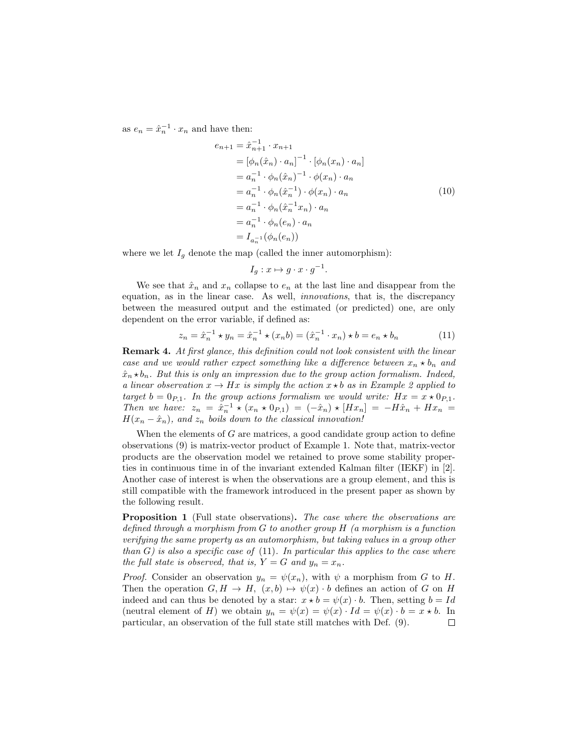as $e_n = \hat{x}_n^{-1} \cdot x_n$ and have then:

$$
\begin{aligned}
e_{n+1} &= \hat{x}_{n+1}^{-1} \cdot x_{n+1} \\
&= [\phi_n(\hat{x}_n) \cdot a_n]^{-1} \cdot [\phi_n(x_n) \cdot a_n] \\
&= a_n^{-1} \cdot \phi_n(\hat{x}_n)^{-1} \cdot \phi(x_n) \cdot a_n \\
&= a_n^{-1} \cdot \phi_n(\hat{x}_n^{-1}) \cdot \phi(x_n) \cdot a_n \\
&= a_n^{-1} \cdot \phi_n(\hat{x}_n^{-1} x_n) \cdot a_n \\
&= a_n^{-1} \cdot \phi_n(e_n) \cdot a_n \\
&= I_{a_n^{-1}}(\phi_n(e_n))
\end{aligned}
\tag{10}
$$

where we let $I_g$ denote the map (called the inner automorphism):

$$I_g : x \mapsto g \cdot x \cdot g^{-1}.$$

We see that $\hat{x}_n$ and $x_n$ collapse to $e_n$ at the last line and disappear from the equation, as in the linear case. As well, *innovations*, that is, the discrepancy between the measured output and the estimated (or predicted) one, are only dependent on the error variable, if defined as:

$$z_n = \hat{x}_n^{-1} \star y_n = \hat{x}_n^{-1} \star (x_n b) = (\hat{x}_n^{-1} \cdot x_n) \star b = e_n \star b_n \tag{11}$$

**Remark 4.** *At first glance, this definition could not look consistent with the linear case and we would rather expect something like a difference between $x_n \star b_n$ and $\hat{x}_n \star b_n$. But this is only an impression due to the group action formalism. Indeed, a linear observation $x \to Hx$ is simply the action $x \star b$ as in Example 2 applied to target $b = 0_{P,1}$. In the group actions formalism we would write: $Hx = x \star 0_{P,1}$. Then we have: $z_n = \hat{x}_n^{-1} \star (x_n \star 0_{P,1}) = (-\hat{x}_n) \star [Hx_n] = -H\hat{x}_n + Hx_n = H(x_n - \hat{x}_n)$, and $z_n$ boils down to the classical innovation!*

When the elements of $G$ are matrices, a good candidate group action to define observations (9) is matrix-vector product of Example 1. Note that, matrix-vector products are the observation model we retained to prove some stability properties in continuous time in of the invariant extended Kalman filter (IEKF) in [2]. Another case of interest is when the observations are a group element, and this is still compatible with the framework introduced in the present paper as shown by the following result.

**Proposition 1** (Full state observations)**.** *The case where the observations are defined through a morphism from $G$ to another group $H$ (a morphism is a function verifying the same property as an automorphism, but taking values in a group other than $G$) is also a specific case of* (11)*. In particular this applies to the case where the full state is observed, that is, $Y = G$ and $y_n = x_n$.*

*Proof.* Consider an observation $y_n = \psi(x_n)$, with $\psi$ a morphism from $G$ to $H$. Then the operation $G, H \to H$, $(x, b) \mapsto \psi(x) \cdot b$ defines an action of $G$ on $H$ indeed and can thus be denoted by a star: $x \star b = \psi(x) \cdot b$. Then, setting $b = Id$ (neutral element of $H$) we obtain $y_n = \psi(x) = \psi(x) \cdot Id = \psi(x) \cdot b = x \star b$. In particular, an observation of the full state still matches with Def. (9). ◻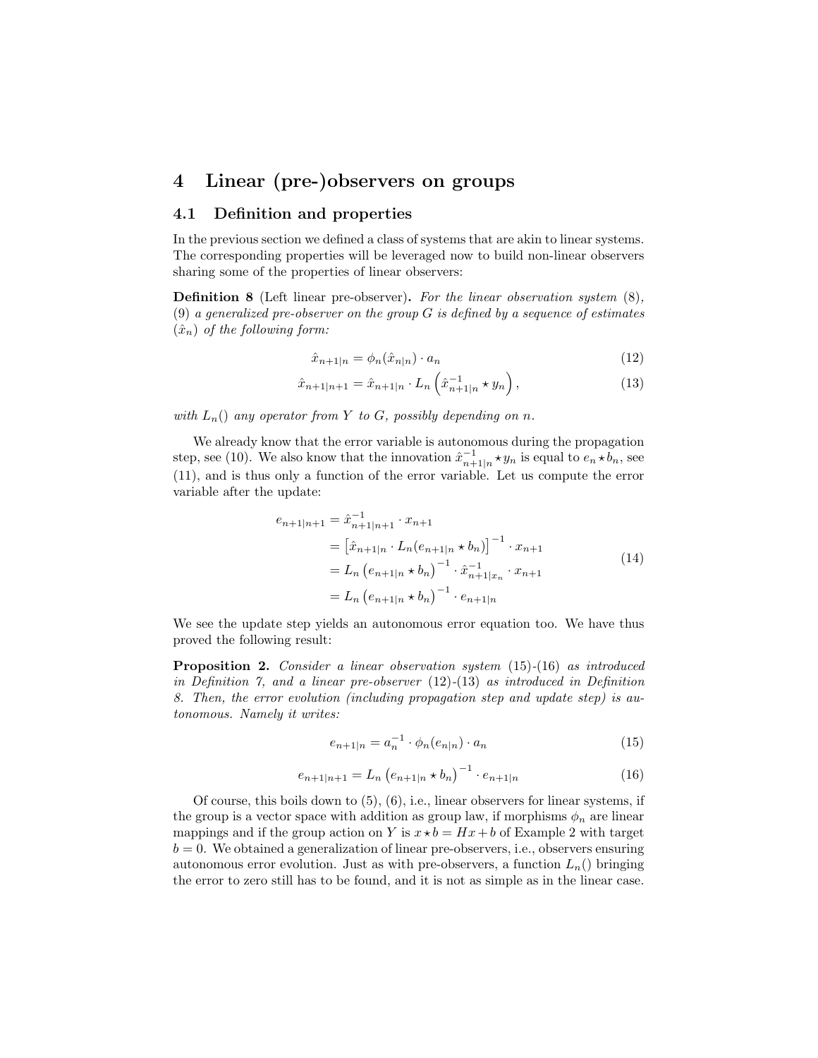# 4 Linear (pre-)observers on groups

## 4.1 Definition and properties

In the previous section we defined a class of systems that are akin to linear systems. The corresponding properties will be leveraged now to build non-linear observers sharing some of the properties of linear observers:

**Definition 8** (Left linear pre-observer)**.** *For the linear observation system* (8), (9) *a generalized pre-observer on the group $G$ is defined by a sequence of estimates $(\hat{x}_n)$ of the following form:*

$$\hat{x}_{n+1|n} = \phi_n(\hat{x}_{n|n}) \cdot a_n \tag{12}$$

$$\hat{x}_{n+1|n+1} = \hat{x}_{n+1|n} \cdot L_n\left(\hat{x}_{n+1|n}^{-1} \star y_n\right), \tag{13}$$

*with $L_n()$ any operator from $Y$ to $G$, possibly depending on $n$.*

We already know that the error variable is autonomous during the propagation step, see (10). We also know that the innovation $\hat{x}_{n+1|n}^{-1} \star y_n$ is equal to $e_n \star b_n$, see (11), and is thus only a function of the error variable. Let us compute the error variable after the update:

$$\begin{aligned} e_{n+1|n+1} &= \hat{x}_{n+1|n+1}^{-1} \cdot x_{n+1} \\ &= \left[\hat{x}_{n+1|n} \cdot L_n(e_{n+1|n} \star b_n)\right]^{-1} \cdot x_{n+1} \\ &= L_n\left(e_{n+1|n} \star b_n\right)^{-1} \cdot \hat{x}_{n+1|x_n}^{-1} \cdot x_{n+1} \\ &= L_n\left(e_{n+1|n} \star b_n\right)^{-1} \cdot e_{n+1|n} \end{aligned} \tag{14}$$

We see the update step yields an autonomous error equation too. We have thus proved the following result:

**Proposition 2.** *Consider a linear observation system* (15)-(16) *as introduced in Definition 7, and a linear pre-observer* (12)-(13) *as introduced in Definition 8. Then, the error evolution (including propagation step and update step) is autonomous. Namely it writes:*

$$e_{n+1|n} = a_n^{-1} \cdot \phi_n(e_{n|n}) \cdot a_n \tag{15}$$

$$e_{n+1|n+1} = L_n\left(e_{n+1|n} \star b_n\right)^{-1} \cdot e_{n+1|n} \tag{16}$$

Of course, this boils down to (5), (6), i.e., linear observers for linear systems, if the group is a vector space with addition as group law, if morphisms $\phi_n$ are linear mappings and if the group action on $Y$ is $x \star b = Hx + b$ of Example 2 with target $b = 0$. We obtained a generalization of linear pre-observers, i.e., observers ensuring autonomous error evolution. Just as with pre-observers, a function $L_n()$ bringing the error to zero still has to be found, and it is not as simple as in the linear case.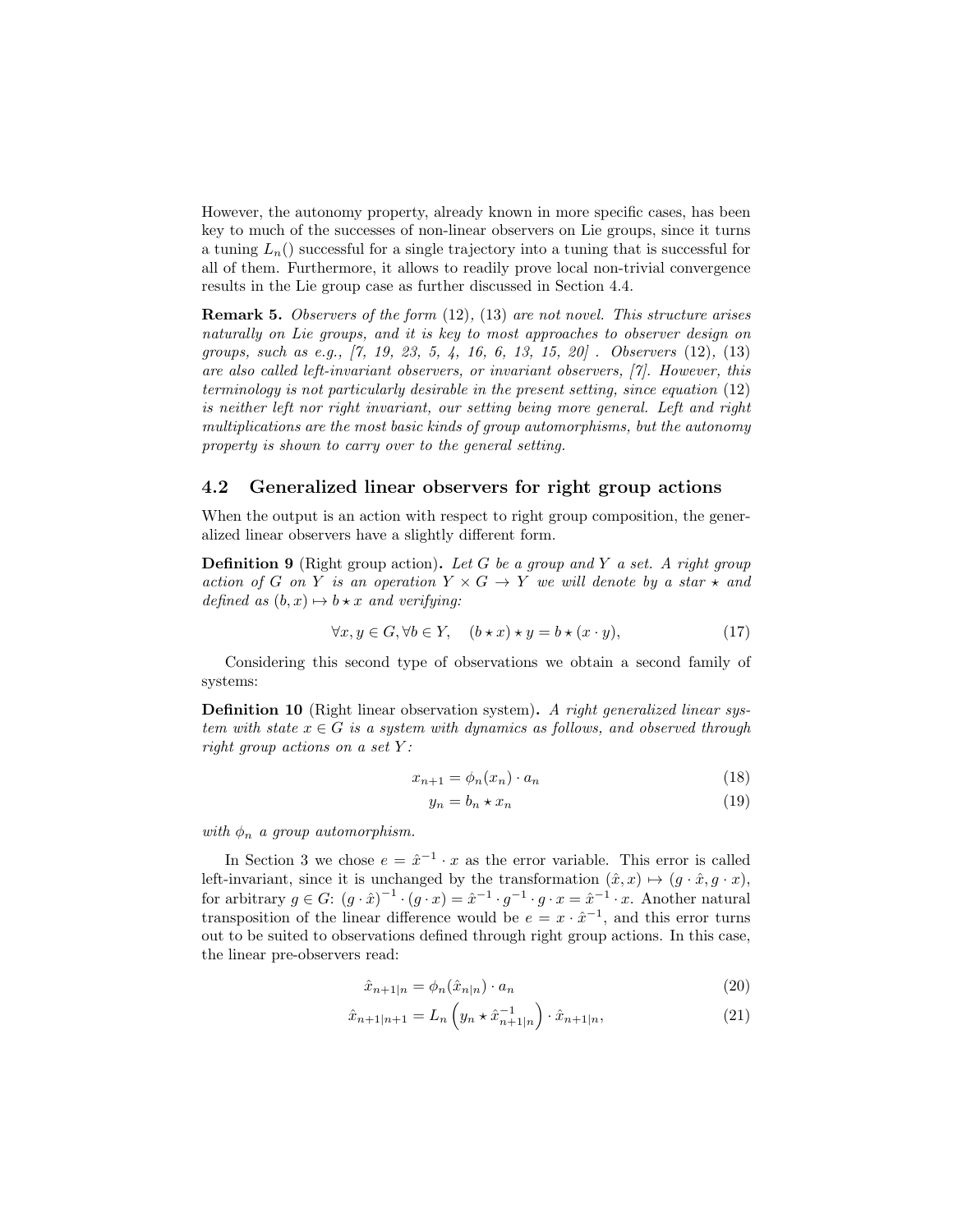However, the autonomy property, already known in more specific cases, has been key to much of the successes of non-linear observers on Lie groups, since it turns a tuning $L_n()$ successful for a single trajectory into a tuning that is successful for all of them. Furthermore, it allows to readily prove local non-trivial convergence results in the Lie group case as further discussed in Section 4.4.

**Remark 5.** *Observers of the form* (12), (13) *are not novel. This structure arises naturally on Lie groups, and it is key to most approaches to observer design on groups, such as e.g., [7, 19, 23, 5, 4, 16, 6, 13, 15, 20] . Observers* (12), (13) *are also called left-invariant observers, or invariant observers, [7]. However, this terminology is not particularly desirable in the present setting, since equation* (12) *is neither left nor right invariant, our setting being more general. Left and right multiplications are the most basic kinds of group automorphisms, but the autonomy property is shown to carry over to the general setting.*

## 4.2 Generalized linear observers for right group actions

When the output is an action with respect to right group composition, the generalized linear observers have a slightly different form.

**Definition 9** (Right group action)**.** *Let $G$ be a group and $Y$ a set. A right group action of $G$ on $Y$ is an operation $Y \times G \to Y$ we will denote by a star $\star$ and defined as $(b, x) \mapsto b \star x$ and verifying:*

$$\forall x, y \in G, \forall b \in Y, \quad (b \star x) \star y = b \star (x \cdot y), \tag{17}$$

Considering this second type of observations we obtain a second family of systems:

**Definition 10** (Right linear observation system)**.** *A right generalized linear system with state $x \in G$ is a system with dynamics as follows, and observed through right group actions on a set $Y$:*

$$x_{n+1} = \phi_n(x_n) \cdot a_n \tag{18}$$

$$y_n = b_n \star x_n \tag{19}$$

*with $\phi_n$ a group automorphism.*

In Section 3 we chose $e = \hat{x}^{-1} \cdot x$ as the error variable. This error is called left-invariant, since it is unchanged by the transformation $(\hat{x}, x) \mapsto (g \cdot \hat{x}, g \cdot x)$, for arbitrary $g \in G$: $(g \cdot \hat{x})^{-1} \cdot (g \cdot x) = \hat{x}^{-1} \cdot g^{-1} \cdot g \cdot x = \hat{x}^{-1} \cdot x$. Another natural transposition of the linear difference would be $e = x \cdot \hat{x}^{-1}$, and this error turns out to be suited to observations defined through right group actions. In this case, the linear pre-observers read:

$$\hat{x}_{n+1|n} = \phi_n(\hat{x}_{n|n}) \cdot a_n \tag{20}$$

$$\hat{x}_{n+1|n+1} = L_n\left(y_n \star \hat{x}_{n+1|n}^{-1}\right) \cdot \hat{x}_{n+1|n}, \tag{21}$$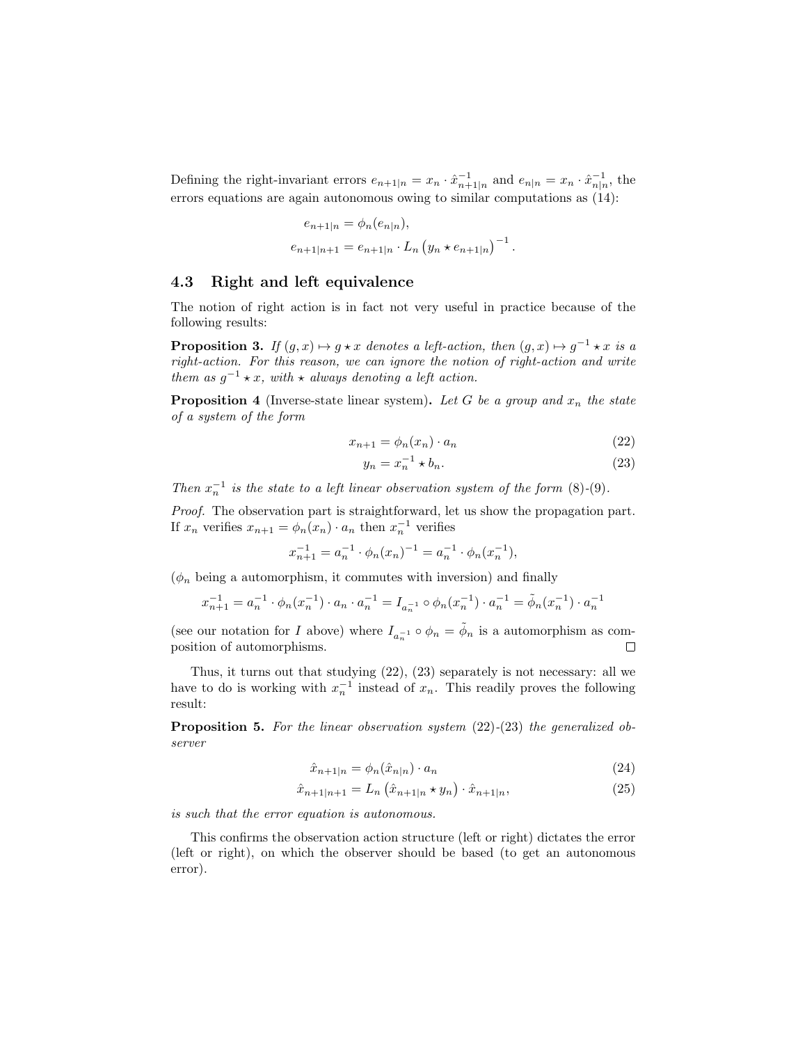Defining the right-invariant errors $e_{n+1|n} = x_n \cdot \hat{x}_{n+1|n}^{-1}$ and $e_{n|n} = x_n \cdot \hat{x}_{n|n}^{-1}$, the errors equations are again autonomous owing to similar computations as (14):

$$
\begin{aligned}
e_{n+1|n} &= \phi_n(e_{n|n}), \\
e_{n+1|n+1} &= e_{n+1|n} \cdot L_n \left( y_n \star e_{n+1|n} \right)^{-1}.
\end{aligned}
$$

### 4.3 Right and left equivalence

The notion of right action is in fact not very useful in practice because of the following results:

**Proposition 3.** *If $(g, x) \mapsto g \star x$ denotes a left-action, then $(g, x) \mapsto g^{-1} \star x$ is a right-action. For this reason, we can ignore the notion of right-action and write them as $g^{-1} \star x$, with $\star$ always denoting a left action.*

**Proposition 4** (Inverse-state linear system)**.** *Let $G$ be a group and $x_n$ the state of a system of the form*

$$x_{n+1} = \phi_n(x_n) \cdot a_n \tag{22}$$

$$y_n = x_n^{-1} \star b_n. \tag{23}$$

*Then $x_n^{-1}$ is the state to a left linear observation system of the form* (8)-(9)*.*

*Proof.* The observation part is straightforward, let us show the propagation part. If $x_n$ verifies $x_{n+1} = \phi_n(x_n) \cdot a_n$ then $x_n^{-1}$ verifies

$$x_{n+1}^{-1} = a_n^{-1} \cdot \phi_n(x_n)^{-1} = a_n^{-1} \cdot \phi_n(x_n^{-1}),$$

($\phi_n$ being a automorphism, it commutes with inversion) and finally

$$x_{n+1}^{-1} = a_n^{-1} \cdot \phi_n(x_n^{-1}) \cdot a_n \cdot a_n^{-1} = I_{a_n^{-1}} \circ \phi_n(x_n^{-1}) \cdot a_n^{-1} = \tilde{\phi}_n(x_n^{-1}) \cdot a_n^{-1}$$

(see our notation for $I$ above) where $I_{a_n^{-1}} \circ \phi_n = \tilde{\phi}_n$ is a automorphism as composition of automorphisms. □

Thus, it turns out that studying (22), (23) separately is not necessary: all we have to do is working with $x_n^{-1}$ instead of $x_n$. This readily proves the following result:

**Proposition 5.** *For the linear observation system* (22)-(23) *the generalized observer*

$$\hat{x}_{n+1|n} = \phi_n(\hat{x}_{n|n}) \cdot a_n \tag{24}$$

$$\hat{x}_{n+1|n+1} = L_n \left( \hat{x}_{n+1|n} \star y_n \right) \cdot \hat{x}_{n+1|n}, \tag{25}$$

*is such that the error equation is autonomous.*

This confirms the observation action structure (left or right) dictates the error (left or right), on which the observer should be based (to get an autonomous error).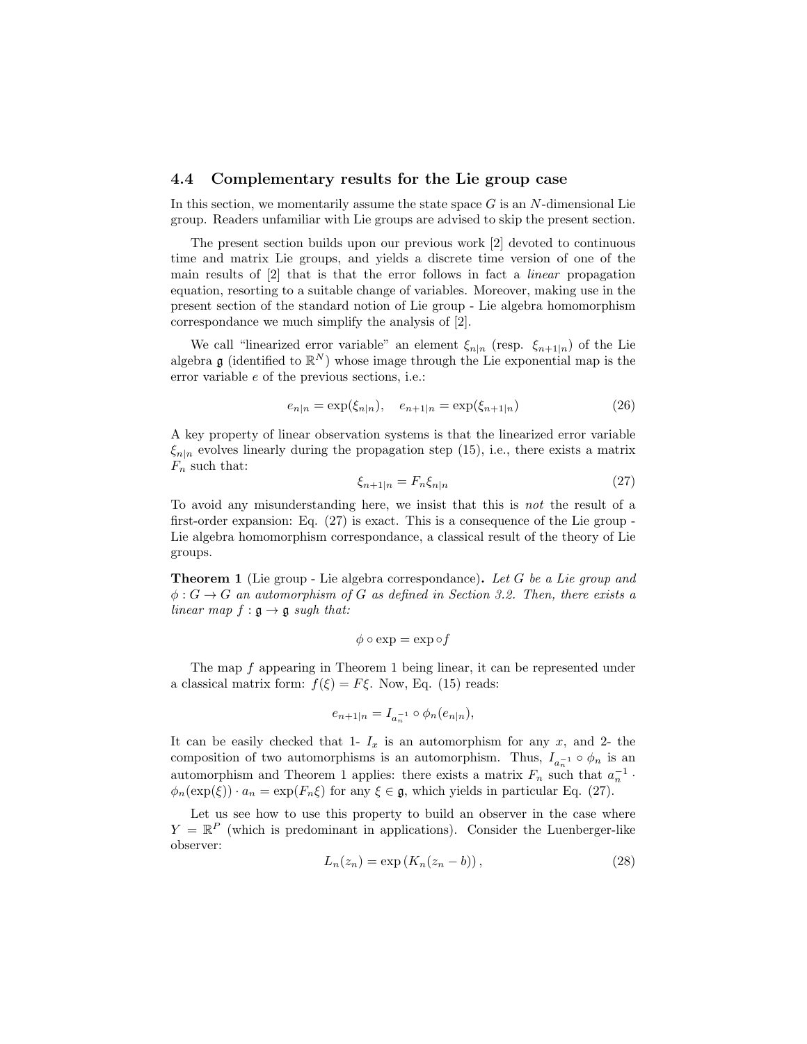### 4.4 Complementary results for the Lie group case

In this section, we momentarily assume the state space $G$ is an $N$-dimensional Lie group. Readers unfamiliar with Lie groups are advised to skip the present section.

The present section builds upon our previous work [2] devoted to continuous time and matrix Lie groups, and yields a discrete time version of one of the main results of [2] that is that the error follows in fact a *linear* propagation equation, resorting to a suitable change of variables. Moreover, making use in the present section of the standard notion of Lie group - Lie algebra homomorphism correspondance we much simplify the analysis of [2].

We call "linearized error variable" an element $\xi_{n|n}$ (resp. $\xi_{n+1|n}$) of the Lie algebra $\mathfrak{g}$ (identified to $\mathbb{R}^N$) whose image through the Lie exponential map is the error variable $e$ of the previous sections, i.e.:

$$e_{n|n} = \exp(\xi_{n|n}), \quad e_{n+1|n} = \exp(\xi_{n+1|n}) \tag{26}$$

A key property of linear observation systems is that the linearized error variable $\xi_{n|n}$ evolves linearly during the propagation step (15), i.e., there exists a matrix $F_n$ such that:

$$\xi_{n+1|n} = F_n \xi_{n|n} \tag{27}$$

To avoid any misunderstanding here, we insist that this is *not* the result of a first-order expansion: Eq. (27) is exact. This is a consequence of the Lie group - Lie algebra homomorphism correspondance, a classical result of the theory of Lie groups.

**Theorem 1** (Lie group - Lie algebra correspondance)**.** *Let $G$ be a Lie group and $\phi : G \to G$ an automorphism of $G$ as defined in Section 3.2. Then, there exists a linear map $f : \mathfrak{g} \to \mathfrak{g}$ sugh that:*

$$\phi \circ \exp = \exp \circ f$$

The map $f$ appearing in Theorem 1 being linear, it can be represented under a classical matrix form: $f(\xi) = F\xi$. Now, Eq. (15) reads:

$$e_{n+1|n} = I_{a_n^{-1}} \circ \phi_n(e_{n|n}),$$

It can be easily checked that 1- $I_x$ is an automorphism for any $x$, and 2- the composition of two automorphisms is an automorphism. Thus, $I_{a_n^{-1}} \circ \phi_n$ is an automorphism and Theorem 1 applies: there exists a matrix $F_n$ such that $a_n^{-1} \cdot \phi_n(\exp(\xi)) \cdot a_n = \exp(F_n \xi)$ for any $\xi \in \mathfrak{g}$, which yields in particular Eq. (27).

Let us see how to use this property to build an observer in the case where $Y = \mathbb{R}^P$ (which is predominant in applications). Consider the Luenberger-like observer:

$$L_n(z_n) = \exp\left(K_n(z_n - b)\right), \tag{28}$$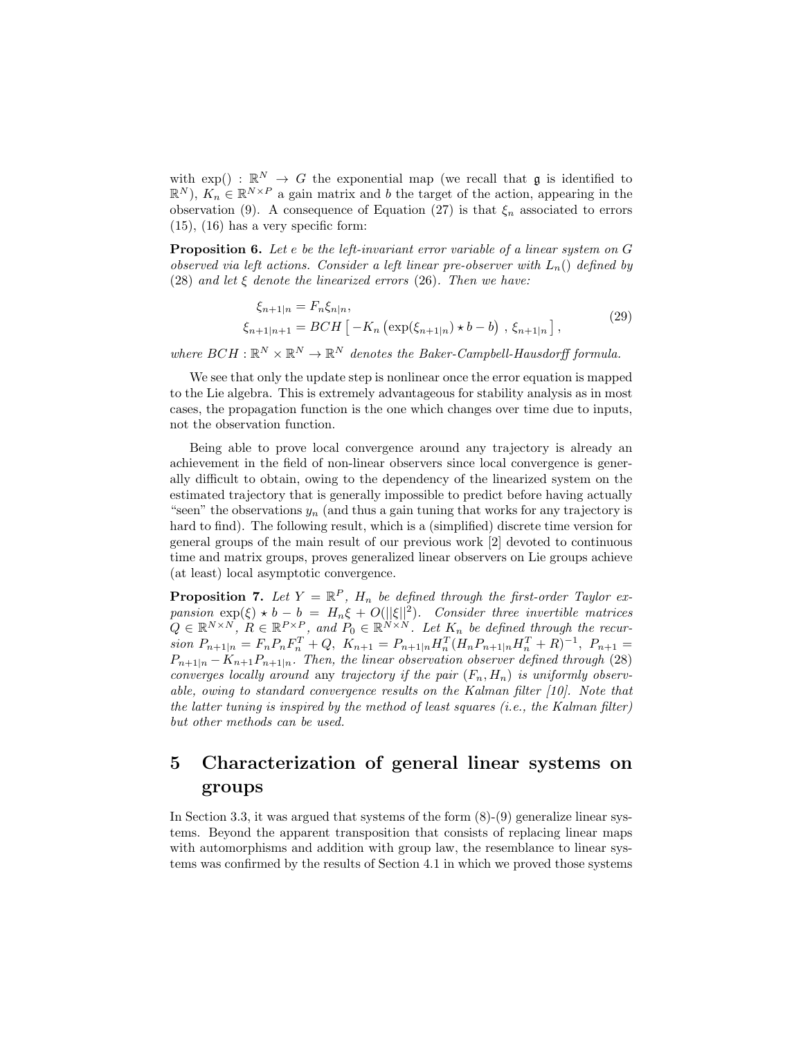with $\exp() : \mathbb{R}^N \to G$ the exponential map (we recall that $\mathfrak{g}$ is identified to $\mathbb{R}^N$), $K_n \in \mathbb{R}^{N \times P}$ a gain matrix and $b$ the target of the action, appearing in the observation (9). A consequence of Equation (27) is that $\xi_n$ associated to errors (15), (16) has a very specific form:

**Proposition 6.** *Let $e$ be the left-invariant error variable of a linear system on $G$ observed via left actions. Consider a left linear pre-observer with $L_n()$ defined by (28) and let $\xi$ denote the linearized errors (26). Then we have:*

$$
\begin{aligned}
\xi_{n+1|n} &= F_n \xi_{n|n}, \\
\xi_{n+1|n+1} &= BCH\left[ -K_n \left( \exp(\xi_{n+1|n}) \star b - b \right) \, , \, \xi_{n+1|n} \right],
\end{aligned}
\tag{29}
$$

*where $BCH : \mathbb{R}^N \times \mathbb{R}^N \to \mathbb{R}^N$ denotes the Baker-Campbell-Hausdorff formula.*

We see that only the update step is nonlinear once the error equation is mapped to the Lie algebra. This is extremely advantageous for stability analysis as in most cases, the propagation function is the one which changes over time due to inputs, not the observation function.

Being able to prove local convergence around any trajectory is already an achievement in the field of non-linear observers since local convergence is generally difficult to obtain, owing to the dependency of the linearized system on the estimated trajectory that is generally impossible to predict before having actually "seen" the observations $y_n$ (and thus a gain tuning that works for any trajectory is hard to find). The following result, which is a (simplified) discrete time version for general groups of the main result of our previous work [2] devoted to continuous time and matrix groups, proves generalized linear observers on Lie groups achieve (at least) local asymptotic convergence.

**Proposition 7.** *Let $Y = \mathbb{R}^P$, $H_n$ be defined through the first-order Taylor expansion $\exp(\xi) \star b - b = H_n \xi + O(||\xi||^2)$. Consider three invertible matrices $Q \in \mathbb{R}^{N \times N}$, $R \in \mathbb{R}^{P \times P}$, and $P_0 \in \mathbb{R}^{N \times N}$. Let $K_n$ be defined through the recursion $P_{n+1|n} = F_n P_n F_n^T + Q$, $K_{n+1} = P_{n+1|n} H_n^T (H_n P_{n+1|n} H_n^T + R)^{-1}$, $P_{n+1} = P_{n+1|n} - K_{n+1} P_{n+1|n}$. Then, the linear observation observer defined through (28) converges locally around* any *trajectory if the pair $(F_n, H_n)$ is uniformly observable, owing to standard convergence results on the Kalman filter [10]. Note that the latter tuning is inspired by the method of least squares (i.e., the Kalman filter) but other methods can be used.*

# 5 Characterization of general linear systems on groups

In Section 3.3, it was argued that systems of the form (8)-(9) generalize linear systems. Beyond the apparent transposition that consists of replacing linear maps with automorphisms and addition with group law, the resemblance to linear systems was confirmed by the results of Section 4.1 in which we proved those systems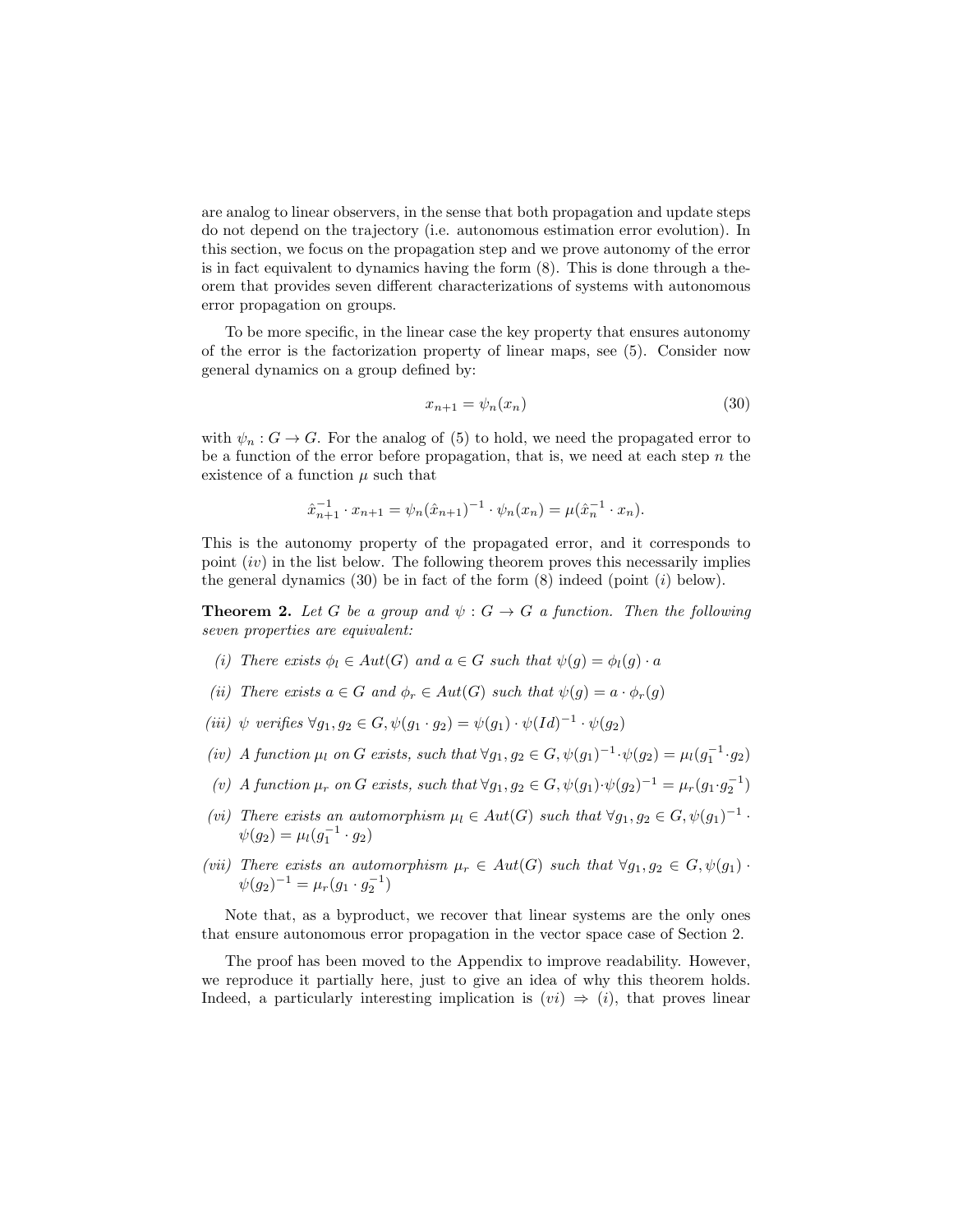are analog to linear observers, in the sense that both propagation and update steps do not depend on the trajectory (i.e. autonomous estimation error evolution). In this section, we focus on the propagation step and we prove autonomy of the error is in fact equivalent to dynamics having the form (8). This is done through a theorem that provides seven different characterizations of systems with autonomous error propagation on groups.

To be more specific, in the linear case the key property that ensures autonomy of the error is the factorization property of linear maps, see (5). Consider now general dynamics on a group defined by:

$$x_{n+1} = \psi_n(x_n) \tag{30}$$

with $\psi_n : G \to G$. For the analog of (5) to hold, we need the propagated error to be a function of the error before propagation, that is, we need at each step $n$ the existence of a function $\mu$ such that

$$\hat{x}_{n+1}^{-1} \cdot x_{n+1} = \psi_n(\hat{x}_{n+1})^{-1} \cdot \psi_n(x_n) = \mu(\hat{x}_n^{-1} \cdot x_n).$$

This is the autonomy property of the propagated error, and it corresponds to point $(iv)$ in the list below. The following theorem proves this necessarily implies the general dynamics (30) be in fact of the form (8) indeed (point $(i)$ below).

**Theorem 2.** *Let $G$ be a group and $\psi : G \to G$ a function. Then the following seven properties are equivalent:*

- *(i) There exists $\phi_l \in Aut(G)$ and $a \in G$ such that $\psi(g) = \phi_l(g) \cdot a$*
- *(ii) There exists $a \in G$ and $\phi_r \in Aut(G)$ such that $\psi(g) = a \cdot \phi_r(g)$*
- *(iii) $\psi$ verifies $\forall g_1, g_2 \in G, \psi(g_1 \cdot g_2) = \psi(g_1) \cdot \psi(Id)^{-1} \cdot \psi(g_2)$*
- *(iv) A function $\mu_l$ on $G$ exists, such that $\forall g_1, g_2 \in G, \psi(g_1)^{-1} \cdot \psi(g_2) = \mu_l(g_1^{-1} \cdot g_2)$*
- *(v) A function $\mu_r$ on $G$ exists, such that $\forall g_1, g_2 \in G, \psi(g_1) \cdot \psi(g_2)^{-1} = \mu_r(g_1 \cdot g_2^{-1})$*
- *(vi) There exists an automorphism $\mu_l \in Aut(G)$ such that $\forall g_1, g_2 \in G, \psi(g_1)^{-1} \cdot \psi(g_2) = \mu_l(g_1^{-1} \cdot g_2)$*
- *(vii) There exists an automorphism $\mu_r \in Aut(G)$ such that $\forall g_1, g_2 \in G, \psi(g_1) \cdot \psi(g_2)^{-1} = \mu_r(g_1 \cdot g_2^{-1})$*

Note that, as a byproduct, we recover that linear systems are the only ones that ensure autonomous error propagation in the vector space case of Section 2.

The proof has been moved to the Appendix to improve readability. However, we reproduce it partially here, just to give an idea of why this theorem holds. Indeed, a particularly interesting implication is $(vi) \Rightarrow (i)$, that proves linear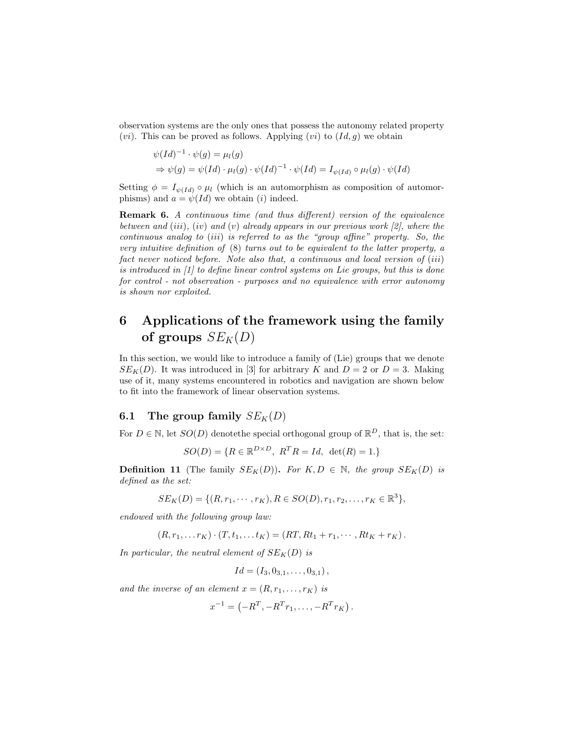observation systems are the only ones that possess the autonomy related property $(vi)$. This can be proved as follows. Applying $(vi)$ to $(Id, g)$ we obtain

$$
\begin{aligned}
&\psi(Id)^{-1} \cdot \psi(g) = \mu_l(g) \\
&\Rightarrow \psi(g) = \psi(Id) \cdot \mu_l(g) \cdot \psi(Id)^{-1} \cdot \psi(Id) = I_{\psi(Id)} \circ \mu_l(g) \cdot \psi(Id)
\end{aligned}
$$

Setting $\phi = I_{\psi(Id)} \circ \mu_l$ (which is an automorphism as composition of automorphisms) and $a = \psi(Id)$ we obtain $(i)$ indeed.

**Remark 6.** *A continuous time (and thus different) version of the equivalence between and $(iii)$, $(iv)$ and $(v)$ already appears in our previous work [2], where the continuous analog to $(iii)$ is referred to as the "group affine" property. So, the very intuitive definition of (8) turns out to be equivalent to the latter property, a fact never noticed before. Note also that, a continuous and local version of $(iii)$ is introduced in [1] to define linear control systems on Lie groups, but this is done for control - not observation - purposes and no equivalence with error autonomy is shown nor exploited.*

# 6 Applications of the framework using the family of groups $SE_K(D)$

In this section, we would like to introduce a family of (Lie) groups that we denote $SE_K(D)$. It was introduced in [3] for arbitrary $K$ and $D = 2$ or $D = 3$. Making use of it, many systems encountered in robotics and navigation are shown below to fit into the framework of linear observation systems.

## 6.1 The group family $SE_K(D)$

For $D \in \mathbb{N}$, let $SO(D)$ denotethe special orthogonal group of $\mathbb{R}^D$, that is, the set:

$$
SO(D) = \{R \in \mathbb{R}^{D \times D},\ R^T R = Id,\ \det(R) = 1.\}
$$

**Definition 11** (The family $SE_K(D)$)**.** *For $K, D \in \mathbb{N}$, the group $SE_K(D)$ is defined as the set:*

$$
SE_K(D) = \{(R, r_1, \cdots, r_K), R \in SO(D), r_1, r_2, \ldots, r_K \in \mathbb{R}^3\},
$$

*endowed with the following group law:*

$$
(R, r_1, \ldots r_K) \cdot (T, t_1, \ldots t_K) = (RT, Rt_1 + r_1, \cdots, Rt_K + r_K).
$$

*In particular, the neutral element of $SE_K(D)$ is*

$$
Id = (I_3, 0_{3,1}, \ldots, 0_{3,1}),
$$

*and the inverse of an element $x = (R, r_1, \ldots, r_K)$ is*

$$
x^{-1} = \left(-R^T, -R^T r_1, \ldots, -R^T r_K\right).
$$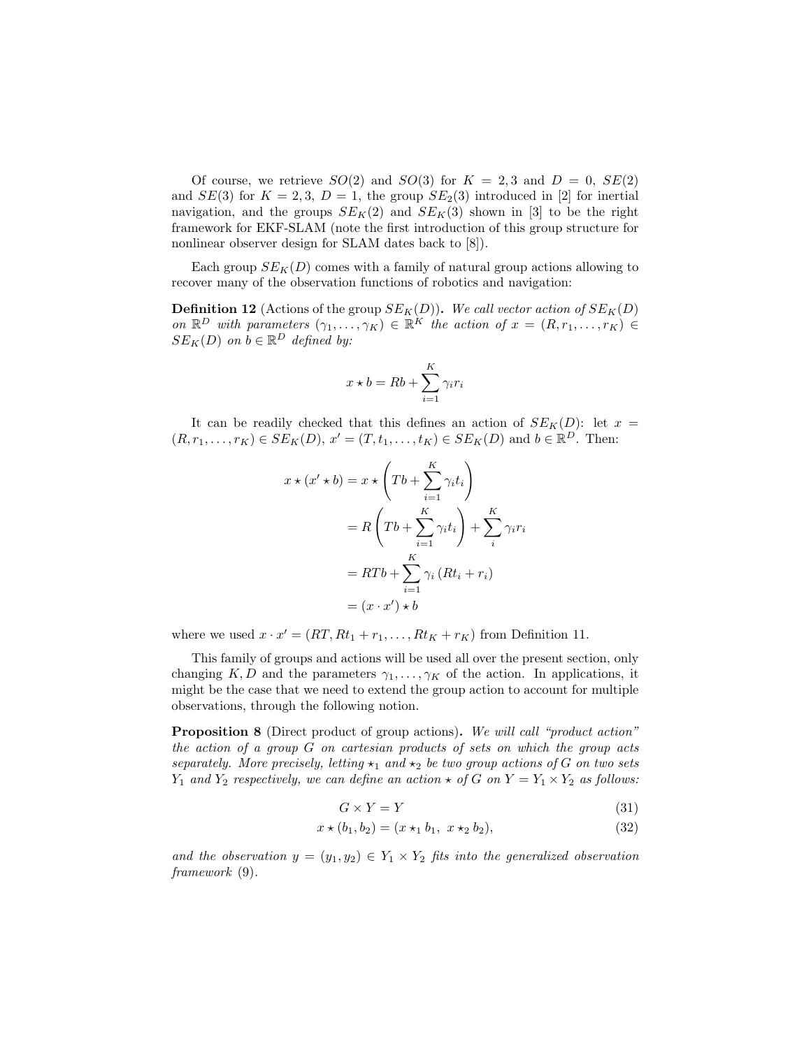Of course, we retrieve $SO(2)$ and $SO(3)$ for $K = 2, 3$ and $D = 0$, $SE(2)$ and $SE(3)$ for $K = 2, 3$, $D = 1$, the group $SE_2(3)$ introduced in [2] for inertial navigation, and the groups $SE_K(2)$ and $SE_K(3)$ shown in [3] to be the right framework for EKF-SLAM (note the first introduction of this group structure for nonlinear observer design for SLAM dates back to [8]).

Each group $SE_K(D)$ comes with a family of natural group actions allowing to recover many of the observation functions of robotics and navigation:

**Definition 12** (Actions of the group $SE_K(D)$)**.** *We call vector action of $SE_K(D)$ on $\mathbb{R}^D$ with parameters $(\gamma_1, \dots, \gamma_K) \in \mathbb{R}^K$ the action of $x = (R, r_1, \dots, r_K) \in SE_K(D)$ on $b \in \mathbb{R}^D$ defined by:*

$$x \star b = Rb + \sum_{i=1}^{K} \gamma_i r_i$$

It can be readily checked that this defines an action of $SE_K(D)$: let $x = (R, r_1, \dots, r_K) \in SE_K(D)$, $x' = (T, t_1, \dots, t_K) \in SE_K(D)$ and $b \in \mathbb{R}^D$. Then:

$$\begin{aligned}
x \star (x' \star b) &= x \star \left( Tb + \sum_{i=1}^{K} \gamma_i t_i \right) \\
&= R \left( Tb + \sum_{i=1}^{K} \gamma_i t_i \right) + \sum_{i}^{K} \gamma_i r_i \\
&= RTb + \sum_{i=1}^{K} \gamma_i \left( Rt_i + r_i \right) \\
&= (x \cdot x') \star b
\end{aligned}$$

where we used $x \cdot x' = (RT, Rt_1 + r_1, \dots, Rt_K + r_K)$ from Definition 11.

This family of groups and actions will be used all over the present section, only changing $K, D$ and the parameters $\gamma_1, \dots, \gamma_K$ of the action. In applications, it might be the case that we need to extend the group action to account for multiple observations, through the following notion.

**Proposition 8** (Direct product of group actions)**.** *We will call "product action" the action of a group $G$ on cartesian products of sets on which the group acts separately. More precisely, letting $\star_1$ and $\star_2$ be two group actions of $G$ on two sets $Y_1$ and $Y_2$ respectively, we can define an action $\star$ of $G$ on $Y = Y_1 \times Y_2$ as follows:*

$$G \times Y = Y \tag{31}$$

$$x \star (b_1, b_2) = (x \star_1 b_1,\ x \star_2 b_2), \tag{32}$$

*and the observation $y = (y_1, y_2) \in Y_1 \times Y_2$ fits into the generalized observation framework (9).*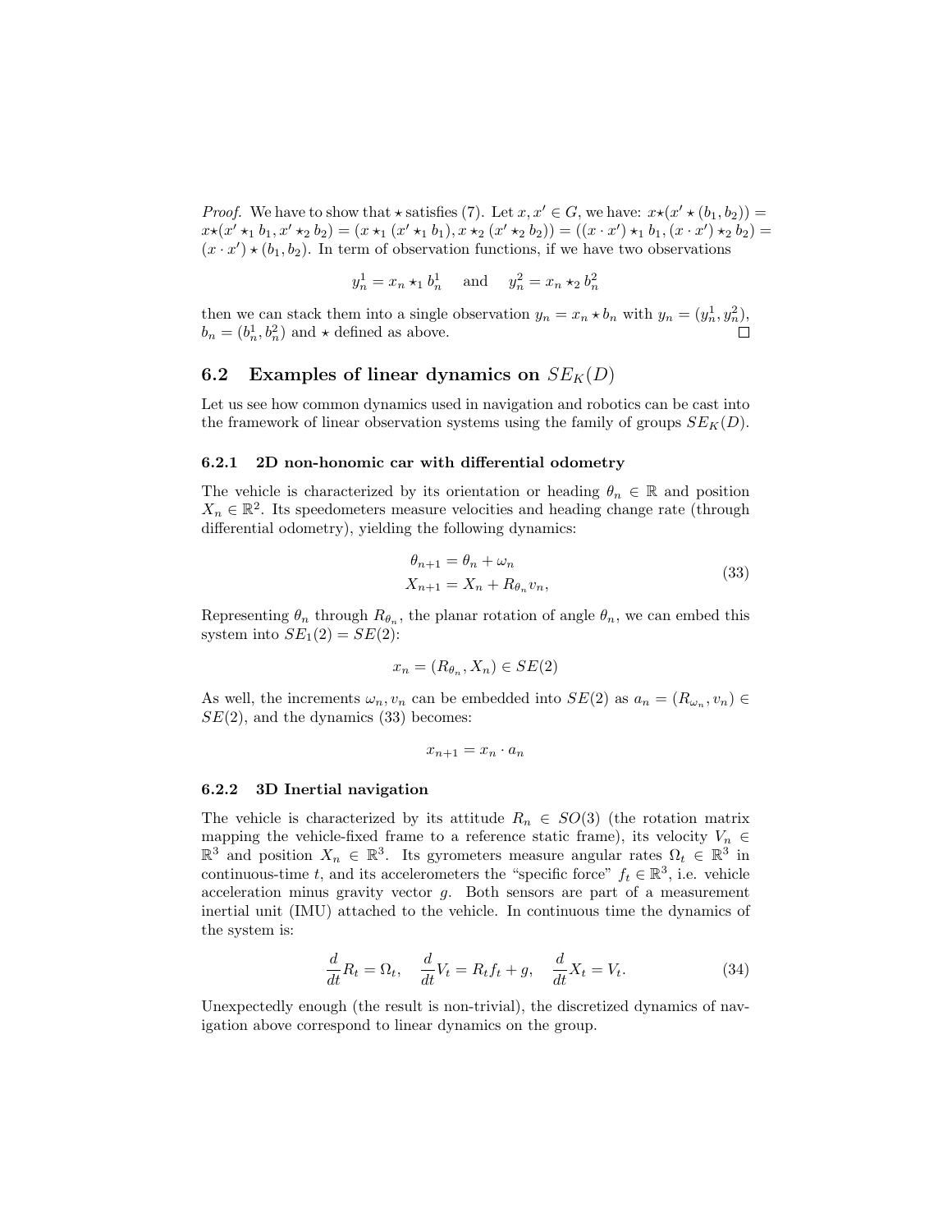*Proof.* We have to show that $\star$ satisfies (7). Let $x, x' \in G$, we have: $x \star (x' \star (b_1, b_2)) = x \star (x' \star_1 b_1, x' \star_2 b_2) = (x \star_1 (x' \star_1 b_1), x \star_2 (x' \star_2 b_2)) = ((x \cdot x') \star_1 b_1, (x \cdot x') \star_2 b_2) = (x \cdot x') \star (b_1, b_2)$. In term of observation functions, if we have two observations

$$y_n^1 = x_n \star_1 b_n^1 \quad \text{and} \quad y_n^2 = x_n \star_2 b_n^2$$

then we can stack them into a single observation $y_n = x_n \star b_n$ with $y_n = (y_n^1, y_n^2)$, $b_n = (b_n^1, b_n^2)$ and $\star$ defined as above. □

## 6.2 Examples of linear dynamics on $SE_K(D)$

Let us see how common dynamics used in navigation and robotics can be cast into the framework of linear observation systems using the family of groups $SE_K(D)$.

### 6.2.1 2D non-honomic car with differential odometry

The vehicle is characterized by its orientation or heading $\theta_n \in \mathbb{R}$ and position $X_n \in \mathbb{R}^2$. Its speedometers measure velocities and heading change rate (through differential odometry), yielding the following dynamics:

$$\begin{aligned} \theta_{n+1} &= \theta_n + \omega_n \\ X_{n+1} &= X_n + R_{\theta_n} v_n, \end{aligned} \tag{33}$$

Representing $\theta_n$ through $R_{\theta_n}$, the planar rotation of angle $\theta_n$, we can embed this system into $SE_1(2) = SE(2)$:

$$x_n = (R_{\theta_n}, X_n) \in SE(2)$$

As well, the increments $\omega_n, v_n$ can be embedded into $SE(2)$ as $a_n = (R_{\omega_n}, v_n) \in SE(2)$, and the dynamics (33) becomes:

$$x_{n+1} = x_n \cdot a_n$$

### 6.2.2 3D Inertial navigation

The vehicle is characterized by its attitude $R_n \in SO(3)$ (the rotation matrix mapping the vehicle-fixed frame to a reference static frame), its velocity $V_n \in \mathbb{R}^3$ and position $X_n \in \mathbb{R}^3$. Its gyrometers measure angular rates $\Omega_t \in \mathbb{R}^3$ in continuous-time $t$, and its accelerometers the "specific force" $f_t \in \mathbb{R}^3$, i.e. vehicle acceleration minus gravity vector $g$. Both sensors are part of a measurement inertial unit (IMU) attached to the vehicle. In continuous time the dynamics of the system is:

$$\frac{d}{dt} R_t = \Omega_t, \quad \frac{d}{dt} V_t = R_t f_t + g, \quad \frac{d}{dt} X_t = V_t. \tag{34}$$

Unexpectedly enough (the result is non-trivial), the discretized dynamics of navigation above correspond to linear dynamics on the group.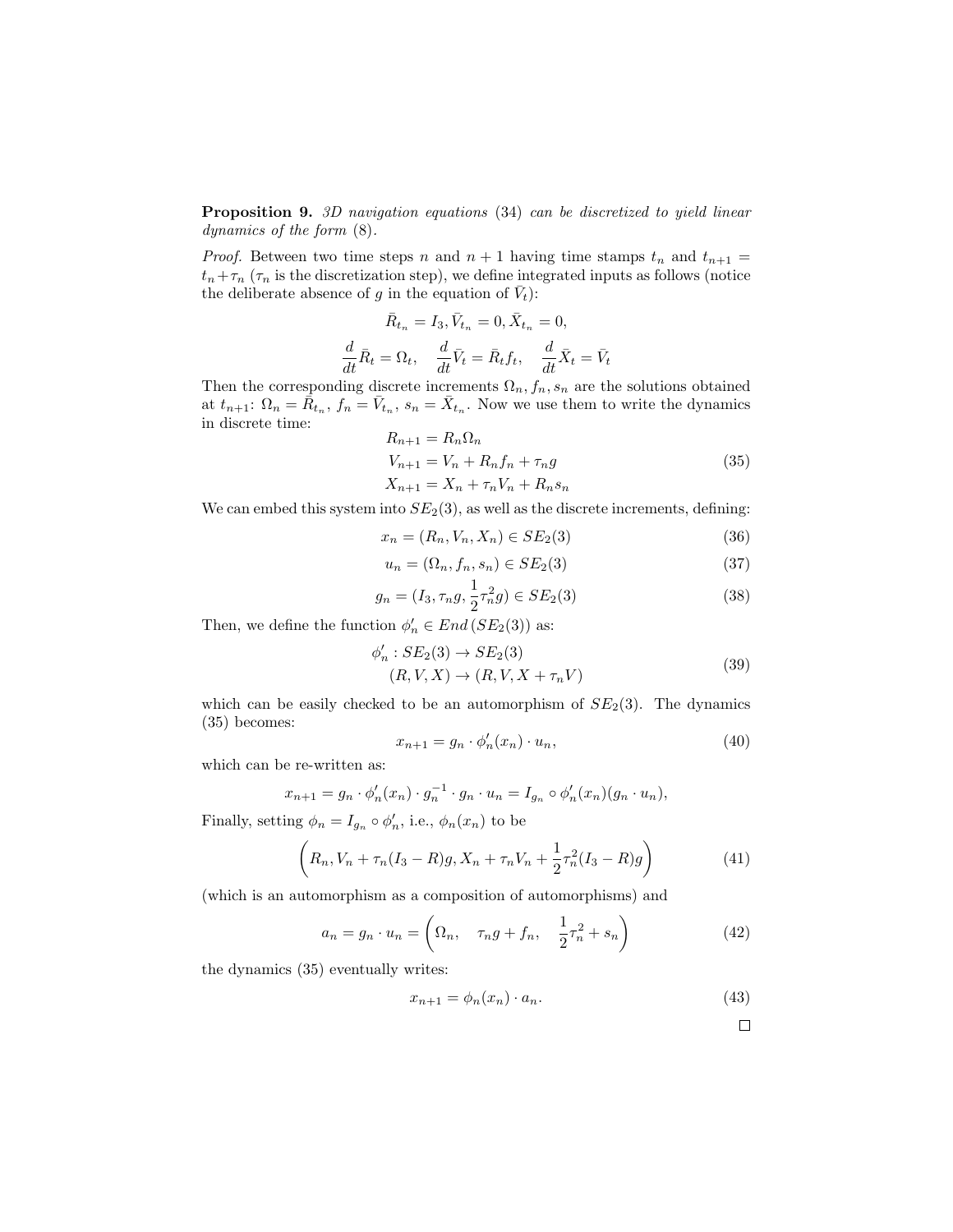**Proposition 9.** *3D navigation equations* (34) *can be discretized to yield linear dynamics of the form* (8).

*Proof.* Between two time steps $n$ and $n+1$ having time stamps $t_n$ and $t_{n+1} = t_n + \tau_n$ ($\tau_n$ is the discretization step), we define integrated inputs as follows (notice the deliberate absence of $g$ in the equation of $\bar{V}_t$):

$$\bar{R}_{t_n} = I_3, \bar{V}_{t_n} = 0, \bar{X}_{t_n} = 0,$$

$$\frac{d}{dt}\bar{R}_t = \Omega_t, \quad \frac{d}{dt}\bar{V}_t = \bar{R}_t f_t, \quad \frac{d}{dt}\bar{X}_t = \bar{V}_t$$

Then the corresponding discrete increments $\Omega_n, f_n, s_n$ are the solutions obtained at $t_{n+1}$: $\Omega_n = \bar{R}_{t_n}$, $f_n = \bar{V}_{t_n}$, $s_n = \bar{X}_{t_n}$. Now we use them to write the dynamics in discrete time:

$$\begin{aligned} R_{n+1} &= R_n \Omega_n \\ V_{n+1} &= V_n + R_n f_n + \tau_n g \\ X_{n+1} &= X_n + \tau_n V_n + R_n s_n \end{aligned} \tag{35}$$

We can embed this system into $SE_2(3)$, as well as the discrete increments, defining:

$$x_n = (R_n, V_n, X_n) \in SE_2(3) \tag{36}$$

$$u_n = (\Omega_n, f_n, s_n) \in SE_2(3) \tag{37}$$

$$g_n = (I_3, \tau_n g, \frac{1}{2}\tau_n^2 g) \in SE_2(3) \tag{38}$$

Then, we define the function $\phi'_n \in End\left(SE_2(3)\right)$ as:

$$\begin{aligned} \phi'_n &: SE_2(3) \to SE_2(3) \\ &(R, V, X) \to (R, V, X + \tau_n V) \end{aligned} \tag{39}$$

which can be easily checked to be an automorphism of $SE_2(3)$. The dynamics (35) becomes:

$$x_{n+1} = g_n \cdot \phi'_n(x_n) \cdot u_n, \tag{40}$$

which can be re-written as:

$$x_{n+1} = g_n \cdot \phi'_n(x_n) \cdot g_n^{-1} \cdot g_n \cdot u_n = I_{g_n} \circ \phi'_n(x_n)(g_n \cdot u_n),$$

Finally, setting $\phi_n = I_{g_n} \circ \phi'_n$, i.e., $\phi_n(x_n)$ to be

$$\left(R_n, V_n + \tau_n(I_3 - R)g, X_n + \tau_n V_n + \frac{1}{2}\tau_n^2(I_3 - R)g\right) \tag{41}$$

(which is an automorphism as a composition of automorphisms) and

$$a_n = g_n \cdot u_n = \left(\Omega_n, \quad \tau_n g + f_n, \quad \frac{1}{2}\tau_n^2 + s_n\right) \tag{42}$$

the dynamics (35) eventually writes:

$$x_{n+1} = \phi_n(x_n) \cdot a_n. \tag{43}$$

□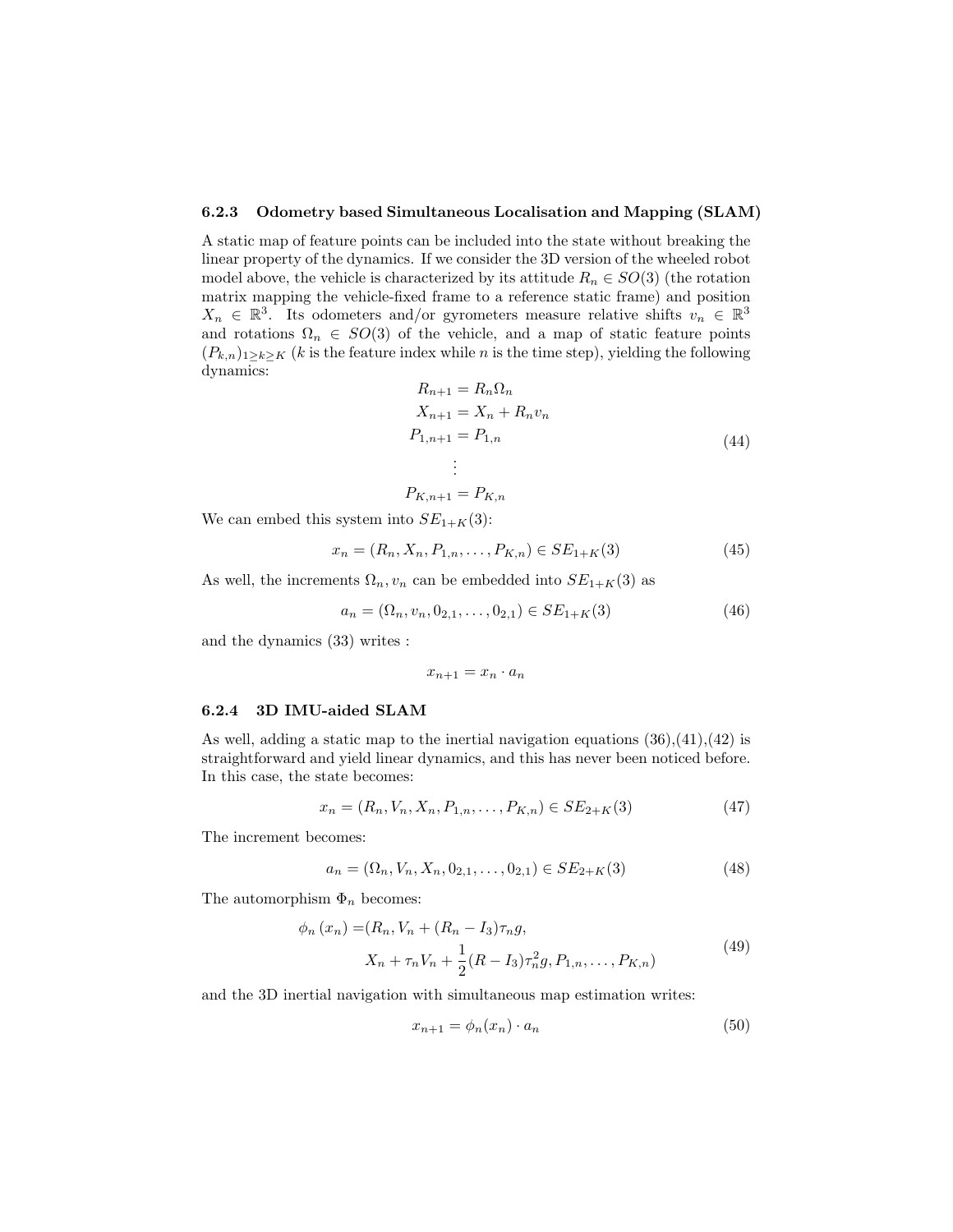#### 6.2.3 Odometry based Simultaneous Localisation and Mapping (SLAM)

A static map of feature points can be included into the state without breaking the linear property of the dynamics. If we consider the 3D version of the wheeled robot model above, the vehicle is characterized by its attitude $R_n \in SO(3)$ (the rotation matrix mapping the vehicle-fixed frame to a reference static frame) and position $X_n \in \mathbb{R}^3$. Its odometers and/or gyrometers measure relative shifts $v_n \in \mathbb{R}^3$ and rotations $\Omega_n \in SO(3)$ of the vehicle, and a map of static feature points $(P_{k,n})_{1 \geq k \geq K}$ ($k$ is the feature index while $n$ is the time step), yielding the following dynamics:

$$
\begin{aligned}
R_{n+1} &= R_n \Omega_n \\
X_{n+1} &= X_n + R_n v_n \\
P_{1,n+1} &= P_{1,n} \\
&\vdots \\
P_{K,n+1} &= P_{K,n}
\end{aligned}
\tag{44}
$$

We can embed this system into $SE_{1+K}(3)$:

$$
x_n = (R_n, X_n, P_{1,n}, \ldots, P_{K,n}) \in SE_{1+K}(3) \tag{45}
$$

As well, the increments $\Omega_n, v_n$ can be embedded into $SE_{1+K}(3)$ as

$$
a_n = (\Omega_n, v_n, 0_{2,1}, \ldots, 0_{2,1}) \in SE_{1+K}(3) \tag{46}
$$

and the dynamics (33) writes :

$$
x_{n+1} = x_n \cdot a_n
$$

#### 6.2.4 3D IMU-aided SLAM

As well, adding a static map to the inertial navigation equations (36),(41),(42) is straightforward and yield linear dynamics, and this has never been noticed before. In this case, the state becomes:

$$
x_n = (R_n, V_n, X_n, P_{1,n}, \ldots, P_{K,n}) \in SE_{2+K}(3) \tag{47}
$$

The increment becomes:

$$
a_n = (\Omega_n, V_n, X_n, 0_{2,1}, \ldots, 0_{2,1}) \in SE_{2+K}(3) \tag{48}
$$

The automorphism $\Phi_n$ becomes:

$$
\begin{aligned}
\phi_n(x_n) = &(R_n, V_n + (R_n - I_3)\tau_n g, \\
&X_n + \tau_n V_n + \frac{1}{2}(R - I_3)\tau_n^2 g, P_{1,n}, \ldots, P_{K,n})
\end{aligned}
\tag{49}
$$

and the 3D inertial navigation with simultaneous map estimation writes:

$$
x_{n+1} = \phi_n(x_n) \cdot a_n \tag{50}
$$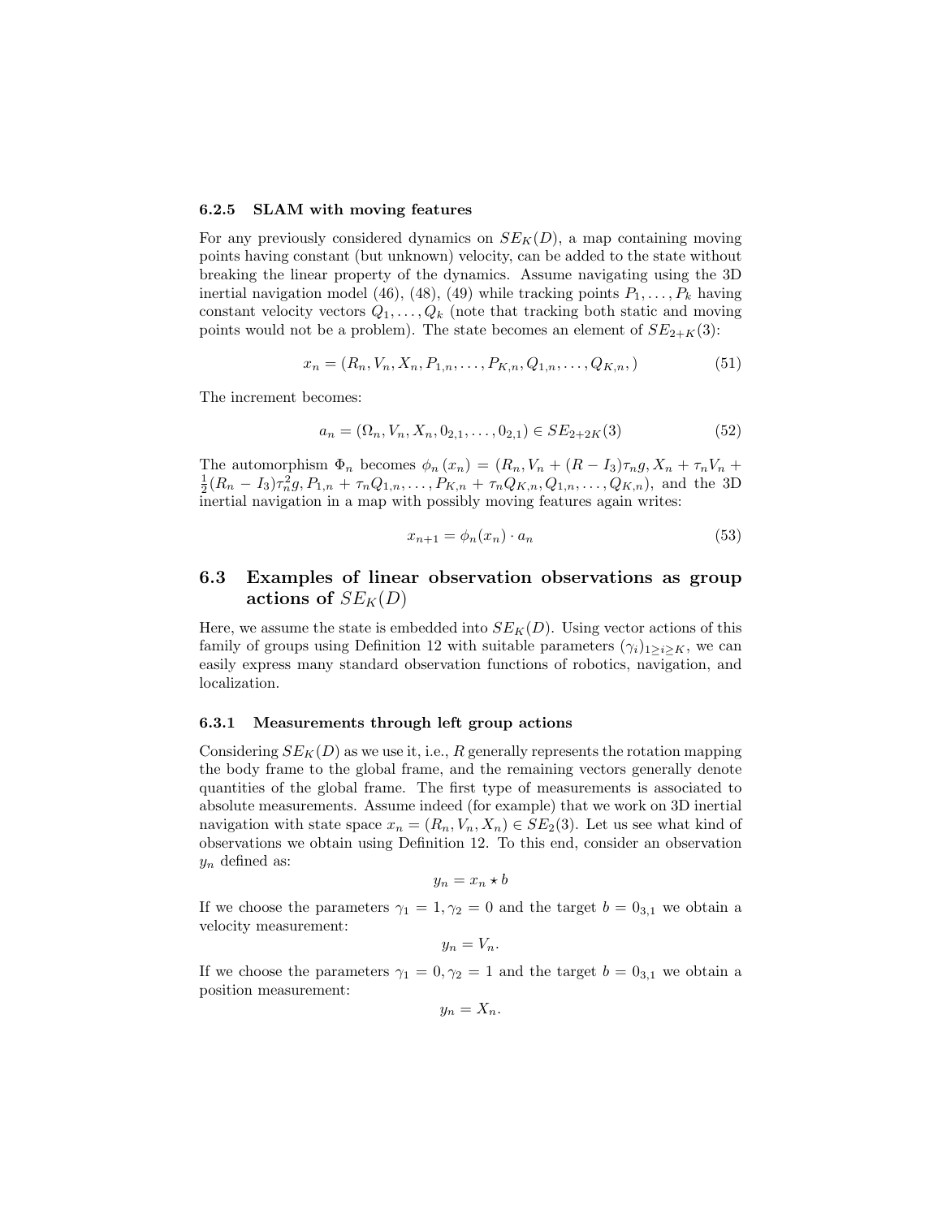#### 6.2.5 SLAM with moving features

For any previously considered dynamics on $SE_K(D)$, a map containing moving points having constant (but unknown) velocity, can be added to the state without breaking the linear property of the dynamics. Assume navigating using the 3D inertial navigation model (46), (48), (49) while tracking points $P_1, \dots, P_k$ having constant velocity vectors $Q_1, \dots, Q_k$ (note that tracking both static and moving points would not be a problem). The state becomes an element of $SE_{2+K}(3)$:

$$x_n = (R_n, V_n, X_n, P_{1,n}, \dots, P_{K,n}, Q_{1,n}, \dots, Q_{K,n}, ) \tag{51}$$

The increment becomes:

$$a_n = (\Omega_n, V_n, X_n, 0_{2,1}, \dots, 0_{2,1}) \in SE_{2+2K}(3) \tag{52}$$

The automorphism $\Phi_n$ becomes $\phi_n(x_n) = (R_n, V_n + (R - I_3)\tau_n g, X_n + \tau_n V_n + \frac{1}{2}(R_n - I_3)\tau_n^2 g, P_{1,n} + \tau_n Q_{1,n}, \dots, P_{K,n} + \tau_n Q_{K,n}, Q_{1,n}, \dots, Q_{K,n})$, and the 3D inertial navigation in a map with possibly moving features again writes:

$$x_{n+1} = \phi_n(x_n) \cdot a_n \tag{53}$$

### 6.3 Examples of linear observation observations as group actions of $SE_K(D)$

Here, we assume the state is embedded into $SE_K(D)$. Using vector actions of this family of groups using Definition 12 with suitable parameters $(\gamma_i)_{1 \geq i \geq K}$, we can easily express many standard observation functions of robotics, navigation, and localization.

#### 6.3.1 Measurements through left group actions

Considering $SE_K(D)$ as we use it, i.e., $R$ generally represents the rotation mapping the body frame to the global frame, and the remaining vectors generally denote quantities of the global frame. The first type of measurements is associated to absolute measurements. Assume indeed (for example) that we work on 3D inertial navigation with state space $x_n = (R_n, V_n, X_n) \in SE_2(3)$. Let us see what kind of observations we obtain using Definition 12. To this end, consider an observation $y_n$ defined as:

$$y_n = x_n \star b$$

If we choose the parameters $\gamma_1 = 1, \gamma_2 = 0$ and the target $b = 0_{3,1}$ we obtain a velocity measurement:

$$y_n = V_n.$$

If we choose the parameters $\gamma_1 = 0, \gamma_2 = 1$ and the target $b = 0_{3,1}$ we obtain a position measurement:

$$y_n = X_n.$$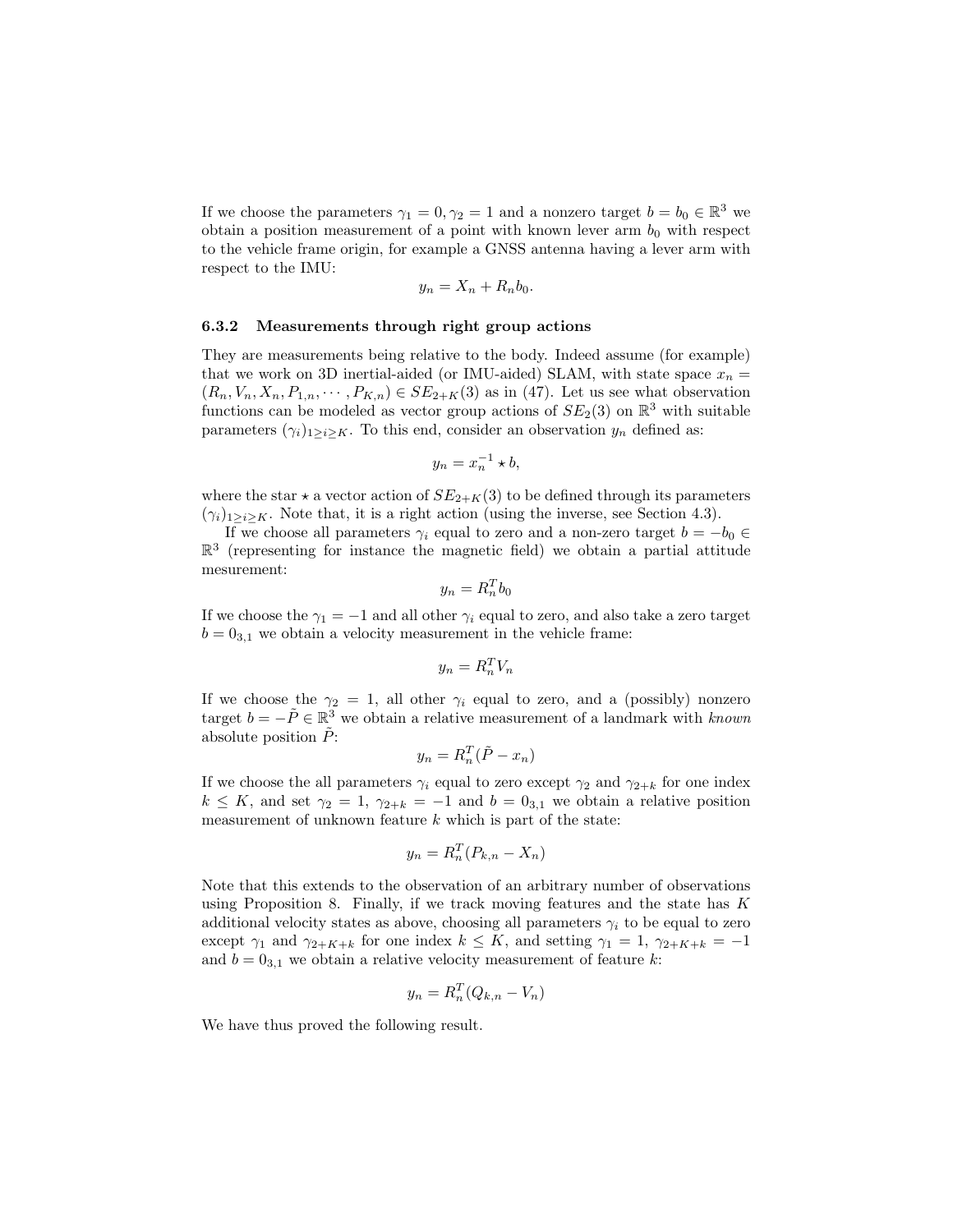If we choose the parameters $\gamma_1 = 0, \gamma_2 = 1$ and a nonzero target $b = b_0 \in \mathbb{R}^3$ we obtain a position measurement of a point with known lever arm $b_0$ with respect to the vehicle frame origin, for example a GNSS antenna having a lever arm with respect to the IMU:

$$y_n = X_n + R_n b_0.$$

### 6.3.2 Measurements through right group actions

They are measurements being relative to the body. Indeed assume (for example) that we work on 3D inertial-aided (or IMU-aided) SLAM, with state space $x_n = (R_n, V_n, X_n, P_{1,n}, \cdots, P_{K,n}) \in SE_{2+K}(3)$ as in (47). Let us see what observation functions can be modeled as vector group actions of $SE_2(3)$ on $\mathbb{R}^3$ with suitable parameters $(\gamma_i)_{1 \geq i \geq K}$. To this end, consider an observation $y_n$ defined as:

$$y_n = x_n^{-1} \star b,$$

where the star $\star$ a vector action of $SE_{2+K}(3)$ to be defined through its parameters $(\gamma_i)_{1 \geq i \geq K}$. Note that, it is a right action (using the inverse, see Section 4.3).

If we choose all parameters $\gamma_i$ equal to zero and a non-zero target $b = -b_0 \in \mathbb{R}^3$ (representing for instance the magnetic field) we obtain a partial attitude mesurement:

$$y_n = R_n^T b_0$$

If we choose the $\gamma_1 = -1$ and all other $\gamma_i$ equal to zero, and also take a zero target $b = 0_{3,1}$ we obtain a velocity measurement in the vehicle frame:

$$y_n = R_n^T V_n$$

If we choose the $\gamma_2 = 1$, all other $\gamma_i$ equal to zero, and a (possibly) nonzero target $b = -\tilde{P} \in \mathbb{R}^3$ we obtain a relative measurement of a landmark with *known* absolute position $\tilde{P}$:

$$y_n = R_n^T (\tilde{P} - x_n)$$

If we choose the all parameters $\gamma_i$ equal to zero except $\gamma_2$ and $\gamma_{2+k}$ for one index $k \leq K$, and set $\gamma_2 = 1$, $\gamma_{2+k} = -1$ and $b = 0_{3,1}$ we obtain a relative position measurement of unknown feature $k$ which is part of the state:

$$y_n = R_n^T (P_{k,n} - X_n)$$

Note that this extends to the observation of an arbitrary number of observations using Proposition 8. Finally, if we track moving features and the state has $K$ additional velocity states as above, choosing all parameters $\gamma_i$ to be equal to zero except $\gamma_1$ and $\gamma_{2+K+k}$ for one index $k \leq K$, and setting $\gamma_1 = 1$, $\gamma_{2+K+k} = -1$ and $b = 0_{3,1}$ we obtain a relative velocity measurement of feature $k$:

$$y_n = R_n^T (Q_{k,n} - V_n)$$

We have thus proved the following result.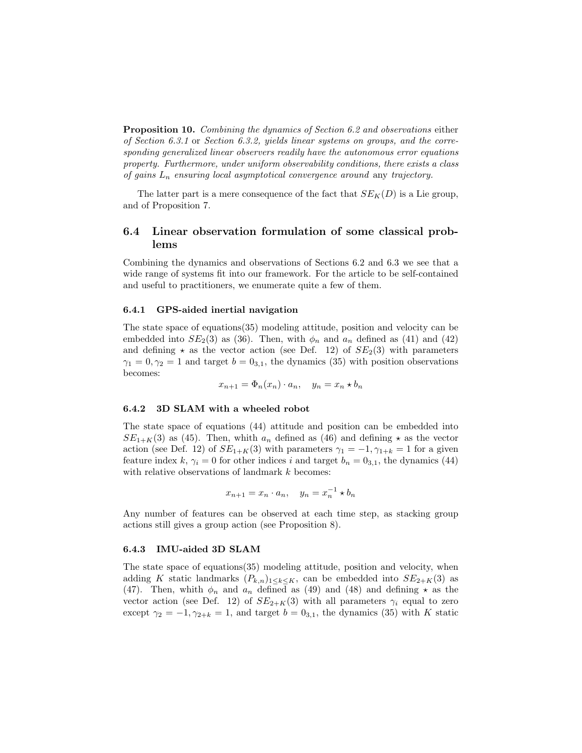**Proposition 10.** *Combining the dynamics of Section 6.2 and observations* either *of Section 6.3.1* or *Section 6.3.2, yields linear systems on groups, and the corresponding generalized linear observers readily have the autonomous error equations property. Furthermore, under uniform observability conditions, there exists a class of gains $L_n$ ensuring local asymptotical convergence around* any *trajectory.*

The latter part is a mere consequence of the fact that $SE_K(D)$ is a Lie group, and of Proposition 7.

## 6.4 Linear observation formulation of some classical problems

Combining the dynamics and observations of Sections 6.2 and 6.3 we see that a wide range of systems fit into our framework. For the article to be self-contained and useful to practitioners, we enumerate quite a few of them.

### 6.4.1 GPS-aided inertial navigation

The state space of equations(35) modeling attitude, position and velocity can be embedded into $SE_2(3)$ as (36). Then, with $\phi_n$ and $a_n$ defined as (41) and (42) and defining $\star$ as the vector action (see Def. 12) of $SE_2(3)$ with parameters $\gamma_1 = 0, \gamma_2 = 1$ and target $b = 0_{3,1}$, the dynamics (35) with position observations becomes:

$$x_{n+1} = \Phi_n(x_n) \cdot a_n, \quad y_n = x_n \star b_n$$

### 6.4.2 3D SLAM with a wheeled robot

The state space of equations (44) attitude and position can be embedded into $SE_{1+K}(3)$ as (45). Then, whith $a_n$ defined as (46) and defining $\star$ as the vector action (see Def. 12) of $SE_{1+K}(3)$ with parameters $\gamma_1 = -1, \gamma_{1+k} = 1$ for a given feature index $k$, $\gamma_i = 0$ for other indices $i$ and target $b_n = 0_{3,1}$, the dynamics (44) with relative observations of landmark $k$ becomes:

$$x_{n+1} = x_n \cdot a_n, \quad y_n = x_n^{-1} \star b_n$$

Any number of features can be observed at each time step, as stacking group actions still gives a group action (see Proposition 8).

### 6.4.3 IMU-aided 3D SLAM

The state space of equations(35) modeling attitude, position and velocity, when adding $K$ static landmarks $(P_{k,n})_{1 \leq k \leq K}$, can be embedded into $SE_{2+K}(3)$ as (47). Then, whith $\phi_n$ and $a_n$ defined as (49) and (48) and defining $\star$ as the vector action (see Def. 12) of $SE_{2+K}(3)$ with all parameters $\gamma_i$ equal to zero except $\gamma_2 = -1, \gamma_{2+k} = 1$, and target $b = 0_{3,1}$, the dynamics (35) with $K$ static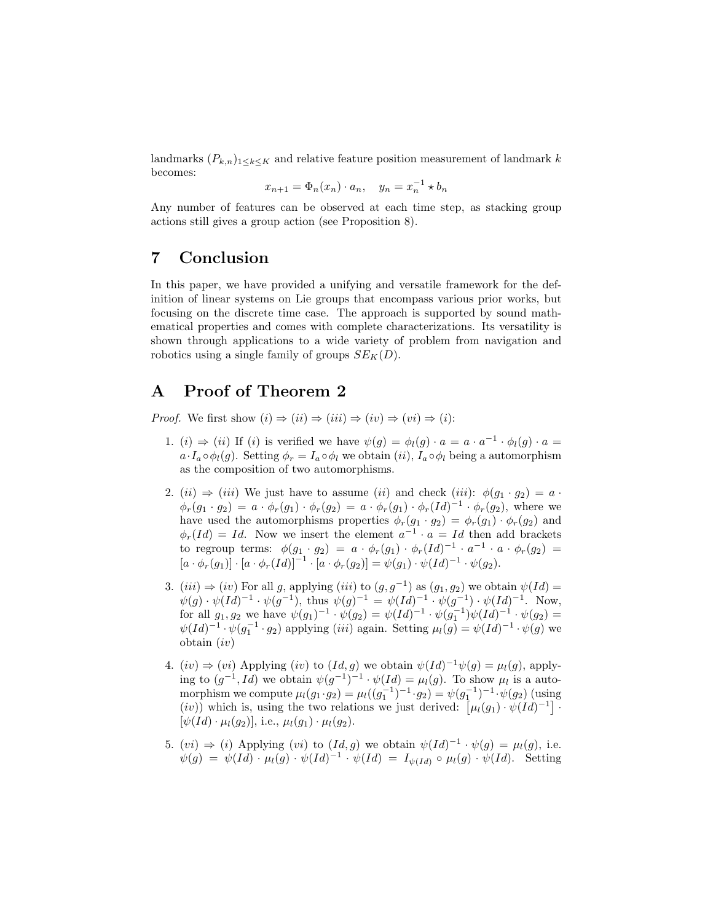landmarks $(P_{k,n})_{1 \leq k \leq K}$ and relative feature position measurement of landmark $k$ becomes:

$$x_{n+1} = \Phi_n(x_n) \cdot a_n, \quad y_n = x_n^{-1} \star b_n$$

Any number of features can be observed at each time step, as stacking group actions still gives a group action (see Proposition 8).

# 7 Conclusion

In this paper, we have provided a unifying and versatile framework for the definition of linear systems on Lie groups that encompass various prior works, but focusing on the discrete time case. The approach is supported by sound mathematical properties and comes with complete characterizations. Its versatility is shown through applications to a wide variety of problem from navigation and robotics using a single family of groups $SE_K(D)$.

# A Proof of Theorem 2

*Proof.* We first show $(i) \Rightarrow (ii) \Rightarrow (iii) \Rightarrow (iv) \Rightarrow (vi) \Rightarrow (i)$:

1. $(i) \Rightarrow (ii)$ If $(i)$ is verified we have $\psi(g) = \phi_l(g) \cdot a = a \cdot a^{-1} \cdot \phi_l(g) \cdot a = a \cdot I_a \circ \phi_l(g)$. Setting $\phi_r = I_a \circ \phi_l$ we obtain $(ii)$, $I_a \circ \phi_l$ being a automorphism as the composition of two automorphisms.

2. $(ii) \Rightarrow (iii)$ We just have to assume $(ii)$ and check $(iii)$: $\phi(g_1 \cdot g_2) = a \cdot \phi_r(g_1 \cdot g_2) = a \cdot \phi_r(g_1) \cdot \phi_r(g_2) = a \cdot \phi_r(g_1) \cdot \phi_r(Id)^{-1} \cdot \phi_r(g_2)$, where we have used the automorphisms properties $\phi_r(g_1 \cdot g_2) = \phi_r(g_1) \cdot \phi_r(g_2)$ and $\phi_r(Id) = Id$. Now we insert the element $a^{-1} \cdot a = Id$ then add brackets to regroup terms: $\phi(g_1 \cdot g_2) = a \cdot \phi_r(g_1) \cdot \phi_r(Id)^{-1} \cdot a^{-1} \cdot a \cdot \phi_r(g_2) = [a \cdot \phi_r(g_1)] \cdot [a \cdot \phi_r(Id)]^{-1} \cdot [a \cdot \phi_r(g_2)] = \psi(g_1) \cdot \psi(Id)^{-1} \cdot \psi(g_2)$.

3. $(iii) \Rightarrow (iv)$ For all $g$, applying $(iii)$ to $(g, g^{-1})$ as $(g_1, g_2)$ we obtain $\psi(Id) = \psi(g) \cdot \psi(Id)^{-1} \cdot \psi(g^{-1})$, thus $\psi(g)^{-1} = \psi(Id)^{-1} \cdot \psi(g^{-1}) \cdot \psi(Id)^{-1}$. Now, for all $g_1, g_2$ we have $\psi(g_1)^{-1} \cdot \psi(g_2) = \psi(Id)^{-1} \cdot \psi(g_1^{-1})\psi(Id)^{-1} \cdot \psi(g_2) = \psi(Id)^{-1} \cdot \psi(g_1^{-1} \cdot g_2)$ applying $(iii)$ again. Setting $\mu_l(g) = \psi(Id)^{-1} \cdot \psi(g)$ we obtain $(iv)$

4. $(iv) \Rightarrow (vi)$ Applying $(iv)$ to $(Id, g)$ we obtain $\psi(Id)^{-1}\psi(g) = \mu_l(g)$, applying to $(g^{-1}, Id)$ we obtain $\psi(g^{-1})^{-1} \cdot \psi(Id) = \mu_l(g)$. To show $\mu_l$ is a automorphism we compute $\mu_l(g_1 \cdot g_2) = \mu_l((g_1^{-1})^{-1} \cdot g_2) = \psi(g_1^{-1})^{-1} \cdot \psi(g_2)$ (using $(iv)$) which is, using the two relations we just derived: $\left[\mu_l(g_1) \cdot \psi(Id)^{-1}\right] \cdot [\psi(Id) \cdot \mu_l(g_2)]$, i.e., $\mu_l(g_1) \cdot \mu_l(g_2)$.

5. $(vi) \Rightarrow (i)$ Applying $(vi)$ to $(Id, g)$ we obtain $\psi(Id)^{-1} \cdot \psi(g) = \mu_l(g)$, i.e. $\psi(g) = \psi(Id) \cdot \mu_l(g) \cdot \psi(Id)^{-1} \cdot \psi(Id) = I_{\psi(Id)} \circ \mu_l(g) \cdot \psi(Id)$. Setting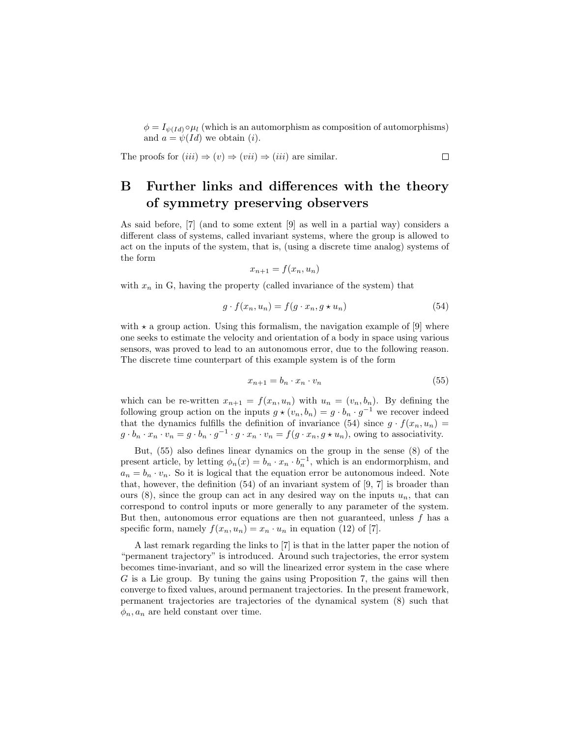$\phi = I_{\psi(Id)} \circ \mu_l$ (which is an automorphism as composition of automorphisms) and $a = \psi(Id)$ we obtain $(i)$.

The proofs for $(iii) \Rightarrow (v) \Rightarrow (vii) \Rightarrow (iii)$ are similar. $\square$

# B Further links and differences with the theory of symmetry preserving observers

As said before, [7] (and to some extent [9] as well in a partial way) considers a different class of systems, called invariant systems, where the group is allowed to act on the inputs of the system, that is, (using a discrete time analog) systems of the form

$$x_{n+1} = f(x_n, u_n)$$

with $x_n$ in G, having the property (called invariance of the system) that

$$g \cdot f(x_n, u_n) = f(g \cdot x_n, g \star u_n) \tag{54}$$

with $\star$ a group action. Using this formalism, the navigation example of [9] where one seeks to estimate the velocity and orientation of a body in space using various sensors, was proved to lead to an autonomous error, due to the following reason. The discrete time counterpart of this example system is of the form

$$x_{n+1} = b_n \cdot x_n \cdot v_n \tag{55}$$

which can be re-written $x_{n+1} = f(x_n, u_n)$ with $u_n = (v_n, b_n)$. By defining the following group action on the inputs $g \star (v_n, b_n) = g \cdot b_n \cdot g^{-1}$ we recover indeed that the dynamics fulfills the definition of invariance (54) since $g \cdot f(x_n, u_n) = g \cdot b_n \cdot x_n \cdot v_n = g \cdot b_n \cdot g^{-1} \cdot g \cdot x_n \cdot v_n = f(g \cdot x_n, g \star u_n)$, owing to associativity.

But, (55) also defines linear dynamics on the group in the sense (8) of the present article, by letting $\phi_n(x) = b_n \cdot x_n \cdot b_n^{-1}$, which is an endormorphism, and $a_n = b_n \cdot v_n$. So it is logical that the equation error be autonomous indeed. Note that, however, the definition (54) of an invariant system of [9, 7] is broader than ours (8), since the group can act in any desired way on the inputs $u_n$, that can correspond to control inputs or more generally to any parameter of the system. But then, autonomous error equations are then not guaranteed, unless $f$ has a specific form, namely $f(x_n, u_n) = x_n \cdot u_n$ in equation (12) of [7].

A last remark regarding the links to [7] is that in the latter paper the notion of "permanent trajectory" is introduced. Around such trajectories, the error system becomes time-invariant, and so will the linearized error system in the case where $G$ is a Lie group. By tuning the gains using Proposition 7, the gains will then converge to fixed values, around permanent trajectories. In the present framework, permanent trajectories are trajectories of the dynamical system (8) such that $\phi_n, a_n$ are held constant over time.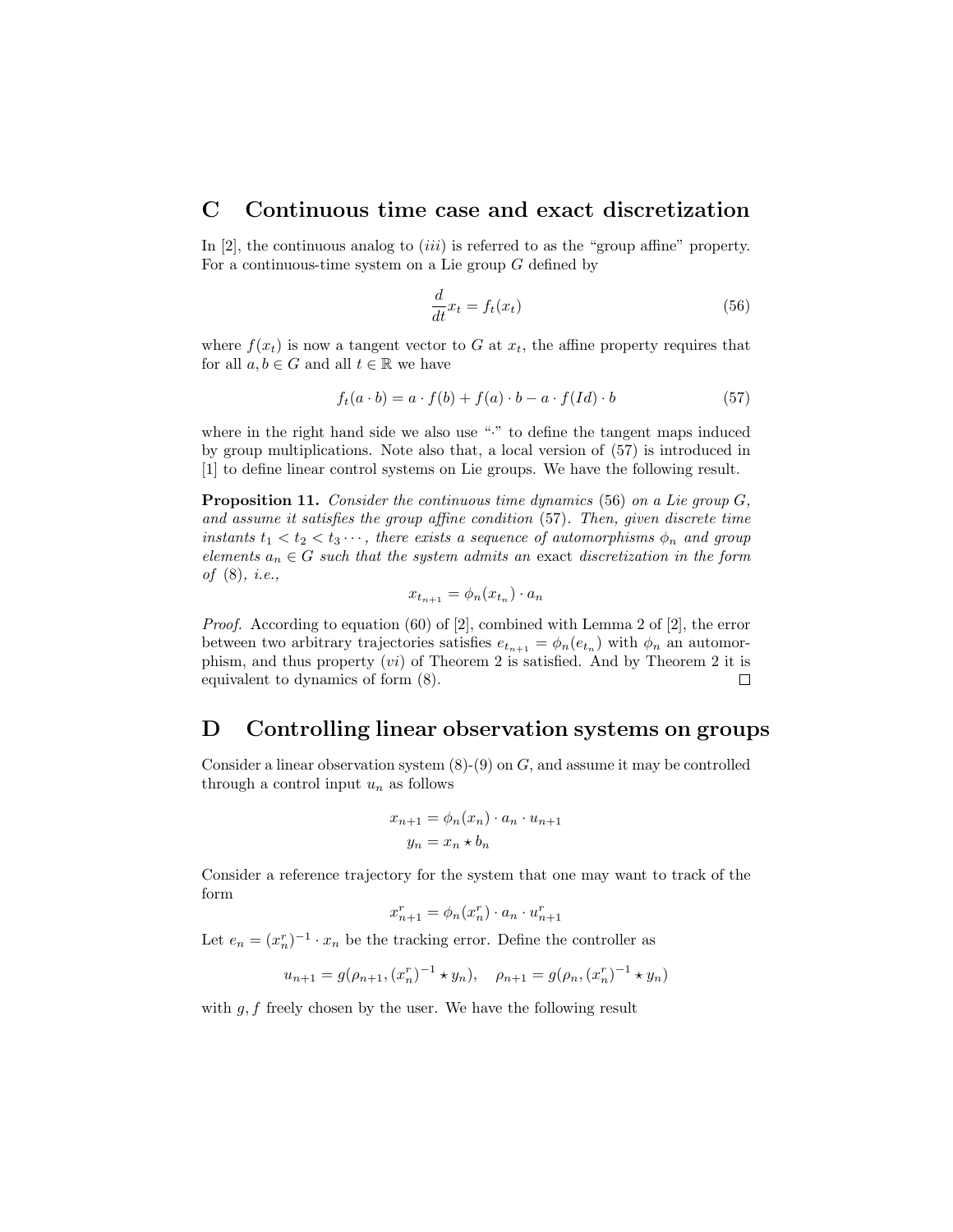## C Continuous time case and exact discretization

In [2], the continuous analog to $(iii)$ is referred to as the "group affine" property. For a continuous-time system on a Lie group $G$ defined by

$$\frac{d}{dt}x_t = f_t(x_t) \tag{56}$$

where $f(x_t)$ is now a tangent vector to $G$ at $x_t$, the affine property requires that for all $a, b \in G$ and all $t \in \mathbb{R}$ we have

$$f_t(a \cdot b) = a \cdot f(b) + f(a) \cdot b - a \cdot f(Id) \cdot b \tag{57}$$

where in the right hand side we also use "$\cdot$" to define the tangent maps induced by group multiplications. Note also that, a local version of (57) is introduced in [1] to define linear control systems on Lie groups. We have the following result.

**Proposition 11.** *Consider the continuous time dynamics* (56) *on a Lie group $G$, and assume it satisfies the group affine condition* (57)*. Then, given discrete time instants $t_1 < t_2 < t_3 \cdots$, there exists a sequence of automorphisms $\phi_n$ and group elements $a_n \in G$ such that the system admits an* exact *discretization in the form of* (8)*, i.e.,*

$$x_{t_{n+1}} = \phi_n(x_{t_n}) \cdot a_n$$

*Proof.* According to equation (60) of [2], combined with Lemma 2 of [2], the error between two arbitrary trajectories satisfies $e_{t_{n+1}} = \phi_n(e_{t_n})$ with $\phi_n$ an automorphism, and thus property $(vi)$ of Theorem 2 is satisfied. And by Theorem 2 it is equivalent to dynamics of form (8). $\square$

## D Controlling linear observation systems on groups

Consider a linear observation system (8)-(9) on $G$, and assume it may be controlled through a control input $u_n$ as follows

$$x_{n+1} = \phi_n(x_n) \cdot a_n \cdot u_{n+1}$$
$$y_n = x_n \star b_n$$

Consider a reference trajectory for the system that one may want to track of the form

$$x^r_{n+1} = \phi_n(x^r_n) \cdot a_n \cdot u^r_{n+1}$$

Let $e_n = (x^r_n)^{-1} \cdot x_n$ be the tracking error. Define the controller as

$$u_{n+1} = g(\rho_{n+1}, (x^r_n)^{-1} \star y_n), \quad \rho_{n+1} = g(\rho_n, (x^r_n)^{-1} \star y_n)$$

with $g, f$ freely chosen by the user. We have the following result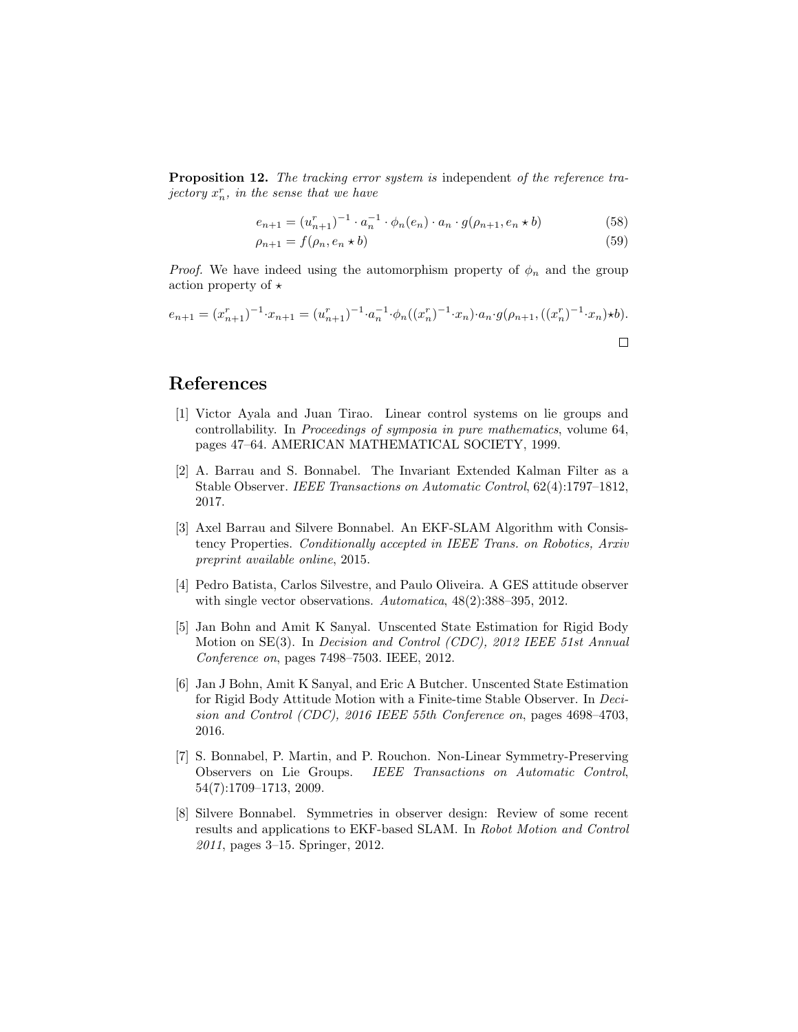**Proposition 12.** *The tracking error system is* independent *of the reference trajectory $x_n^r$, in the sense that we have*

$$e_{n+1} = (u_{n+1}^r)^{-1} \cdot a_n^{-1} \cdot \phi_n(e_n) \cdot a_n \cdot g(\rho_{n+1}, e_n \star b) \tag{58}$$

$$\rho_{n+1} = f(\rho_n, e_n \star b) \tag{59}$$

*Proof.* We have indeed using the automorphism property of $\phi_n$ and the group action property of $\star$

$$e_{n+1} = (x_{n+1}^r)^{-1} \cdot x_{n+1} = (u_{n+1}^r)^{-1} \cdot a_n^{-1} \cdot \phi_n((x_n^r)^{-1} \cdot x_n) \cdot a_n \cdot g(\rho_{n+1}, ((x_n^r)^{-1} \cdot x_n) \star b).$$

□

# References

[1] Victor Ayala and Juan Tirao. Linear control systems on lie groups and controllability. In *Proceedings of symposia in pure mathematics*, volume 64, pages 47–64. AMERICAN MATHEMATICAL SOCIETY, 1999.

[2] A. Barrau and S. Bonnabel. The Invariant Extended Kalman Filter as a Stable Observer. *IEEE Transactions on Automatic Control*, 62(4):1797–1812, 2017.

[3] Axel Barrau and Silvere Bonnabel. An EKF-SLAM Algorithm with Consistency Properties. *Conditionally accepted in IEEE Trans. on Robotics, Arxiv preprint available online*, 2015.

[4] Pedro Batista, Carlos Silvestre, and Paulo Oliveira. A GES attitude observer with single vector observations. *Automatica*, 48(2):388–395, 2012.

[5] Jan Bohn and Amit K Sanyal. Unscented State Estimation for Rigid Body Motion on SE(3). In *Decision and Control (CDC), 2012 IEEE 51st Annual Conference on*, pages 7498–7503. IEEE, 2012.

[6] Jan J Bohn, Amit K Sanyal, and Eric A Butcher. Unscented State Estimation for Rigid Body Attitude Motion with a Finite-time Stable Observer. In *Decision and Control (CDC), 2016 IEEE 55th Conference on*, pages 4698–4703, 2016.

[7] S. Bonnabel, P. Martin, and P. Rouchon. Non-Linear Symmetry-Preserving Observers on Lie Groups. *IEEE Transactions on Automatic Control*, 54(7):1709–1713, 2009.

[8] Silvere Bonnabel. Symmetries in observer design: Review of some recent results and applications to EKF-based SLAM. In *Robot Motion and Control 2011*, pages 3–15. Springer, 2012.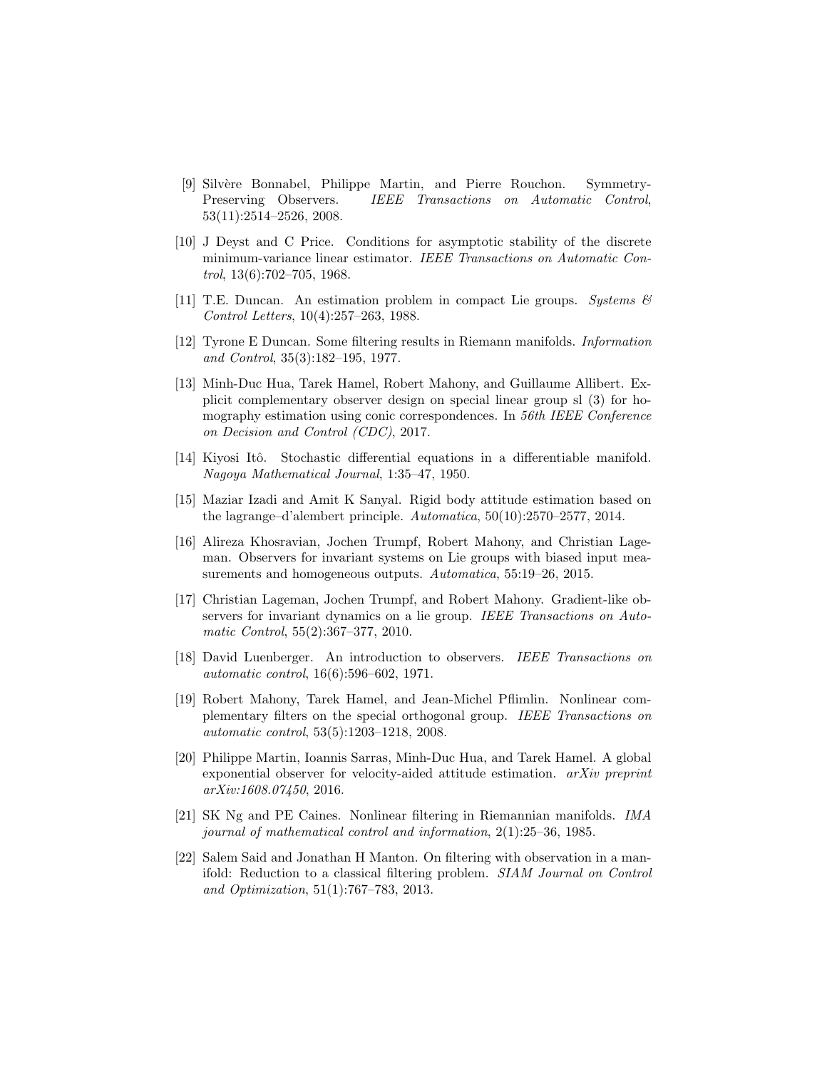[9] Silvère Bonnabel, Philippe Martin, and Pierre Rouchon. Symmetry-Preserving Observers. *IEEE Transactions on Automatic Control*, 53(11):2514–2526, 2008.

[10] J Deyst and C Price. Conditions for asymptotic stability of the discrete minimum-variance linear estimator. *IEEE Transactions on Automatic Control*, 13(6):702–705, 1968.

[11] T.E. Duncan. An estimation problem in compact Lie groups. *Systems & Control Letters*, 10(4):257–263, 1988.

[12] Tyrone E Duncan. Some filtering results in Riemann manifolds. *Information and Control*, 35(3):182–195, 1977.

[13] Minh-Duc Hua, Tarek Hamel, Robert Mahony, and Guillaume Allibert. Explicit complementary observer design on special linear group sl (3) for homography estimation using conic correspondences. In *56th IEEE Conference on Decision and Control (CDC)*, 2017.

[14] Kiyosi Itô. Stochastic differential equations in a differentiable manifold. *Nagoya Mathematical Journal*, 1:35–47, 1950.

[15] Maziar Izadi and Amit K Sanyal. Rigid body attitude estimation based on the lagrange–d'alembert principle. *Automatica*, 50(10):2570–2577, 2014.

[16] Alireza Khosravian, Jochen Trumpf, Robert Mahony, and Christian Lageman. Observers for invariant systems on Lie groups with biased input measurements and homogeneous outputs. *Automatica*, 55:19–26, 2015.

[17] Christian Lageman, Jochen Trumpf, and Robert Mahony. Gradient-like observers for invariant dynamics on a lie group. *IEEE Transactions on Automatic Control*, 55(2):367–377, 2010.

[18] David Luenberger. An introduction to observers. *IEEE Transactions on automatic control*, 16(6):596–602, 1971.

[19] Robert Mahony, Tarek Hamel, and Jean-Michel Pflimlin. Nonlinear complementary filters on the special orthogonal group. *IEEE Transactions on automatic control*, 53(5):1203–1218, 2008.

[20] Philippe Martin, Ioannis Sarras, Minh-Duc Hua, and Tarek Hamel. A global exponential observer for velocity-aided attitude estimation. *arXiv preprint arXiv:1608.07450*, 2016.

[21] SK Ng and PE Caines. Nonlinear filtering in Riemannian manifolds. *IMA journal of mathematical control and information*, 2(1):25–36, 1985.

[22] Salem Said and Jonathan H Manton. On filtering with observation in a manifold: Reduction to a classical filtering problem. *SIAM Journal on Control and Optimization*, 51(1):767–783, 2013.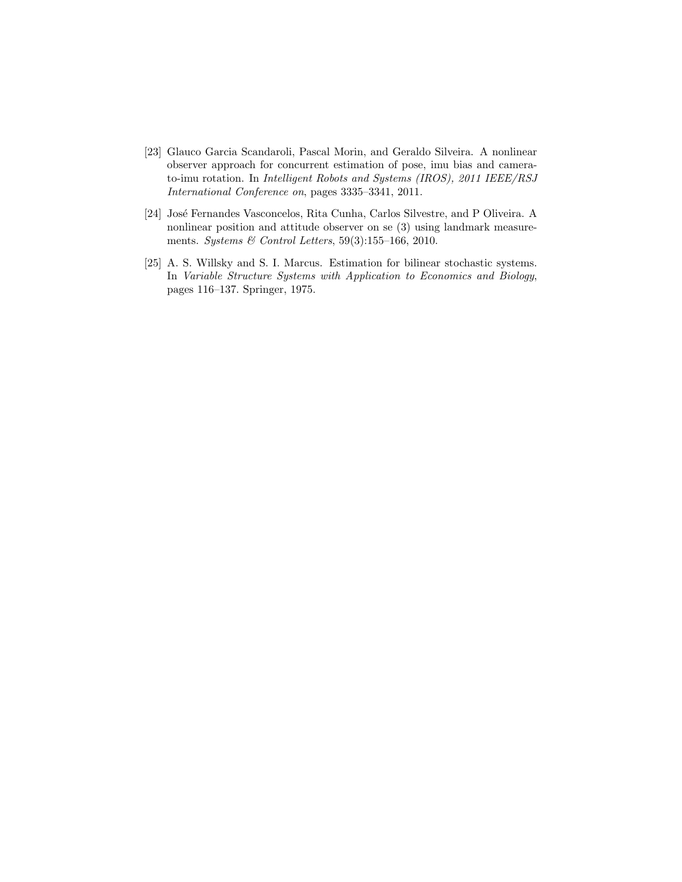[23] Glauco Garcia Scandaroli, Pascal Morin, and Geraldo Silveira. A nonlinear observer approach for concurrent estimation of pose, imu bias and camera-to-imu rotation. In *Intelligent Robots and Systems (IROS), 2011 IEEE/RSJ International Conference on*, pages 3335–3341, 2011.

[24] José Fernandes Vasconcelos, Rita Cunha, Carlos Silvestre, and P Oliveira. A nonlinear position and attitude observer on se (3) using landmark measurements. *Systems & Control Letters*, 59(3):155–166, 2010.

[25] A. S. Willsky and S. I. Marcus. Estimation for bilinear stochastic systems. In *Variable Structure Systems with Application to Economics and Biology*, pages 116–137. Springer, 1975.